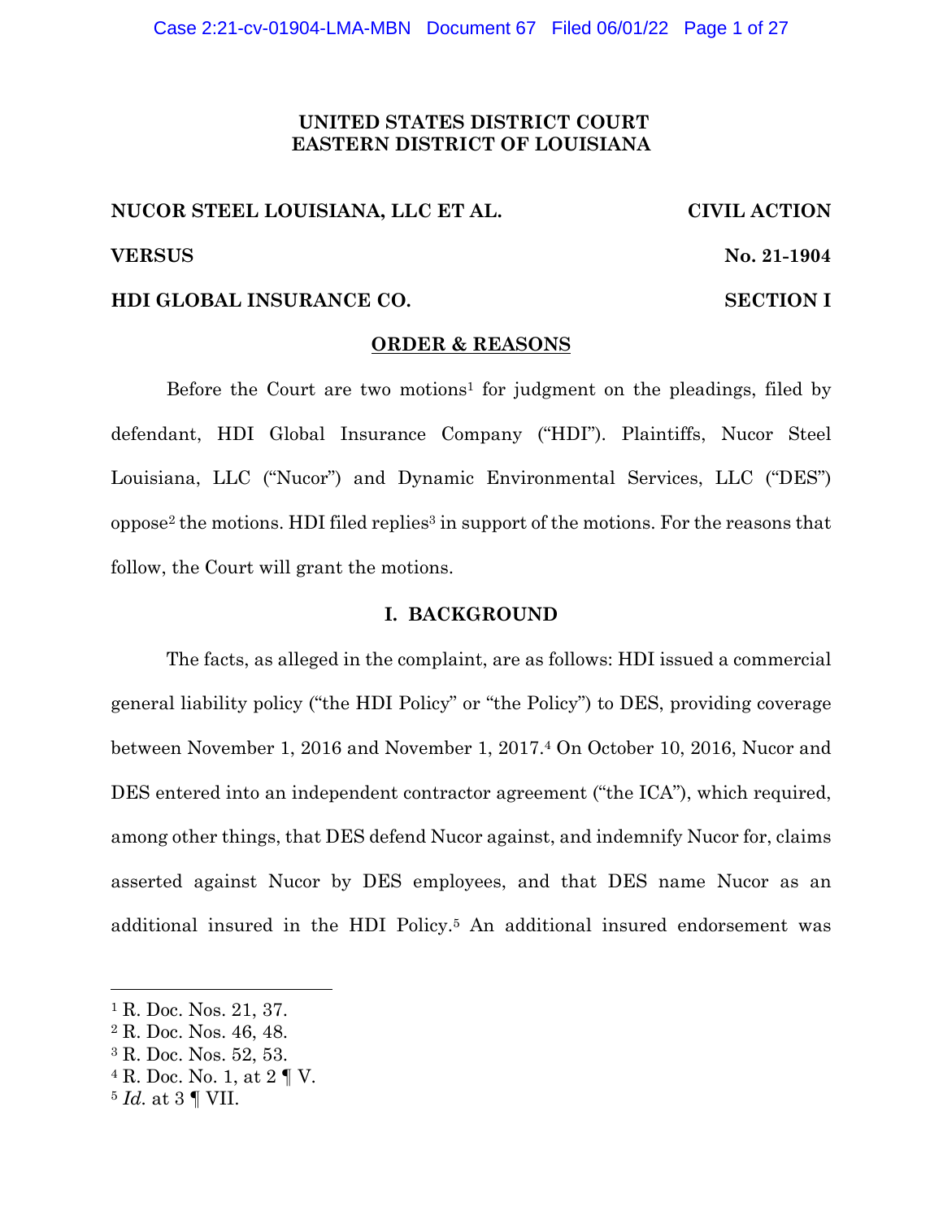**UNITED STATES DISTRICT COURT**
**EASTERN DISTRICT OF LOUISIANA**

**NUCOR STEEL LOUISIANA, LLC ET AL.** **CIVIL ACTION**

**VERSUS** **No. 21-1904**

**HDI GLOBAL INSURANCE CO.** **SECTION I**

## ORDER & REASONS

Before the Court are two motions[1] for judgment on the pleadings, filed by defendant, HDI Global Insurance Company ("HDI"). Plaintiffs, Nucor Steel Louisiana, LLC ("Nucor") and Dynamic Environmental Services, LLC ("DES") oppose[2] the motions. HDI filed replies[3] in support of the motions. For the reasons that follow, the Court will grant the motions.

## I. BACKGROUND

The facts, as alleged in the complaint, are as follows: HDI issued a commercial general liability policy ("the HDI Policy" or "the Policy") to DES, providing coverage between November 1, 2016 and November 1, 2017.[4] On October 10, 2016, Nucor and DES entered into an independent contractor agreement ("the ICA"), which required, among other things, that DES defend Nucor against, and indemnify Nucor for, claims asserted against Nucor by DES employees, and that DES name Nucor as an additional insured in the HDI Policy.[5] An additional insured endorsement was

---

[1] R. Doc. Nos. 21, 37.
[2] R. Doc. Nos. 46, 48.
[3] R. Doc. Nos. 52, 53.
[4] R. Doc. No. 1, at 2 ¶ V.
[5] *Id.* at 3 ¶ VII.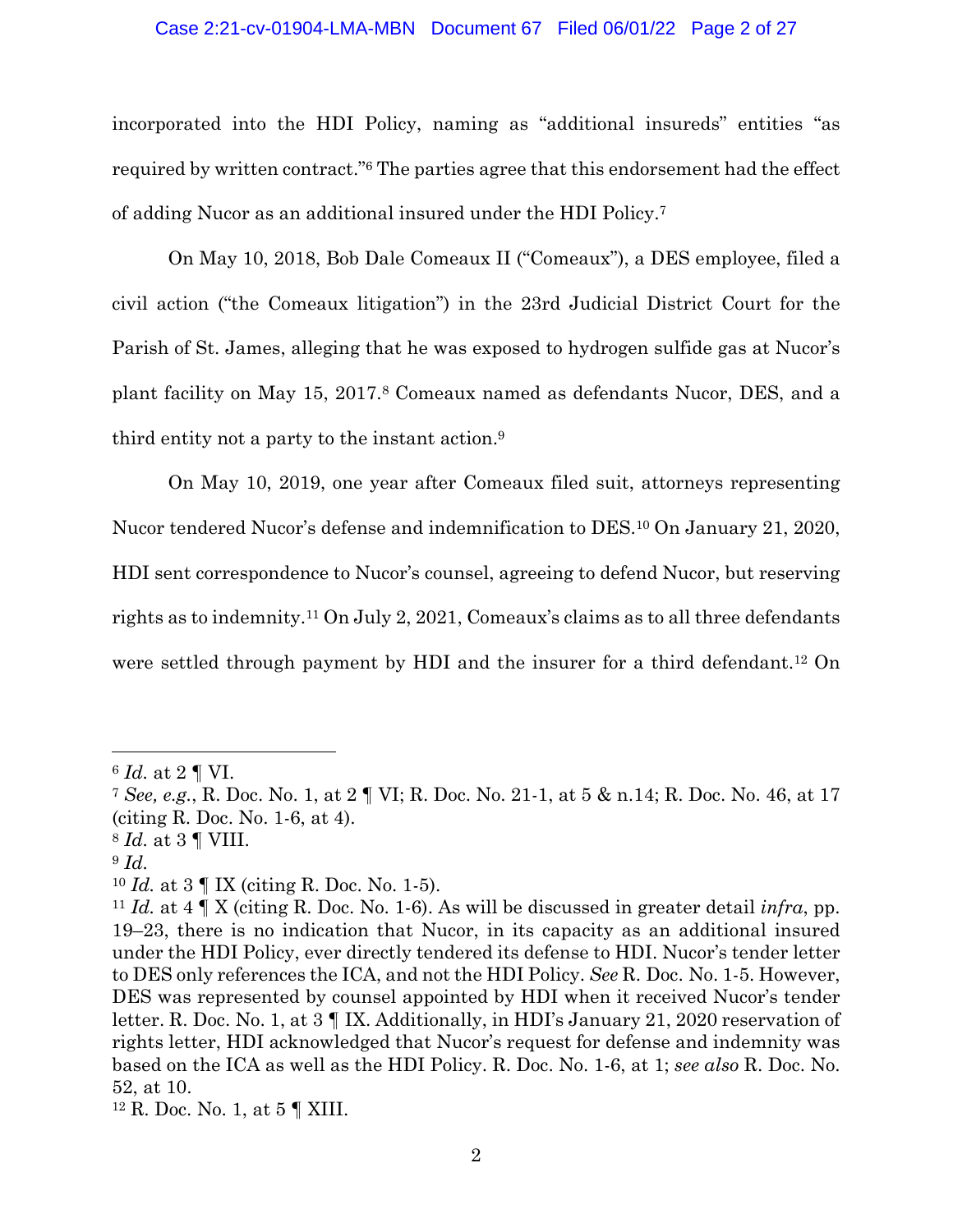incorporated into the HDI Policy, naming as "additional insureds" entities "as required by written contract."[6] The parties agree that this endorsement had the effect of adding Nucor as an additional insured under the HDI Policy.[7]

On May 10, 2018, Bob Dale Comeaux II ("Comeaux"), a DES employee, filed a civil action ("the Comeaux litigation") in the 23rd Judicial District Court for the Parish of St. James, alleging that he was exposed to hydrogen sulfide gas at Nucor's plant facility on May 15, 2017.[8] Comeaux named as defendants Nucor, DES, and a third entity not a party to the instant action.[9]

On May 10, 2019, one year after Comeaux filed suit, attorneys representing Nucor tendered Nucor's defense and indemnification to DES.[10] On January 21, 2020, HDI sent correspondence to Nucor's counsel, agreeing to defend Nucor, but reserving rights as to indemnity.[11] On July 2, 2021, Comeaux's claims as to all three defendants were settled through payment by HDI and the insurer for a third defendant.[12] On

---

[6] *Id.* at 2 ¶ VI.

[7] *See, e.g.*, R. Doc. No. 1, at 2 ¶ VI; R. Doc. No. 21-1, at 5 & n.14; R. Doc. No. 46, at 17 (citing R. Doc. No. 1-6, at 4).

[8] *Id.* at 3 ¶ VIII.

[9] *Id.*

[10] *Id.* at 3 ¶ IX (citing R. Doc. No. 1-5).

[11] *Id.* at 4 ¶ X (citing R. Doc. No. 1-6). As will be discussed in greater detail *infra*, pp. 19–23, there is no indication that Nucor, in its capacity as an additional insured under the HDI Policy, ever directly tendered its defense to HDI. Nucor's tender letter to DES only references the ICA, and not the HDI Policy. *See* R. Doc. No. 1-5. However, DES was represented by counsel appointed by HDI when it received Nucor's tender letter. R. Doc. No. 1, at 3 ¶ IX. Additionally, in HDI's January 21, 2020 reservation of rights letter, HDI acknowledged that Nucor's request for defense and indemnity was based on the ICA as well as the HDI Policy. R. Doc. No. 1-6, at 1; *see also* R. Doc. No. 52, at 10.

[12] R. Doc. No. 1, at 5 ¶ XIII.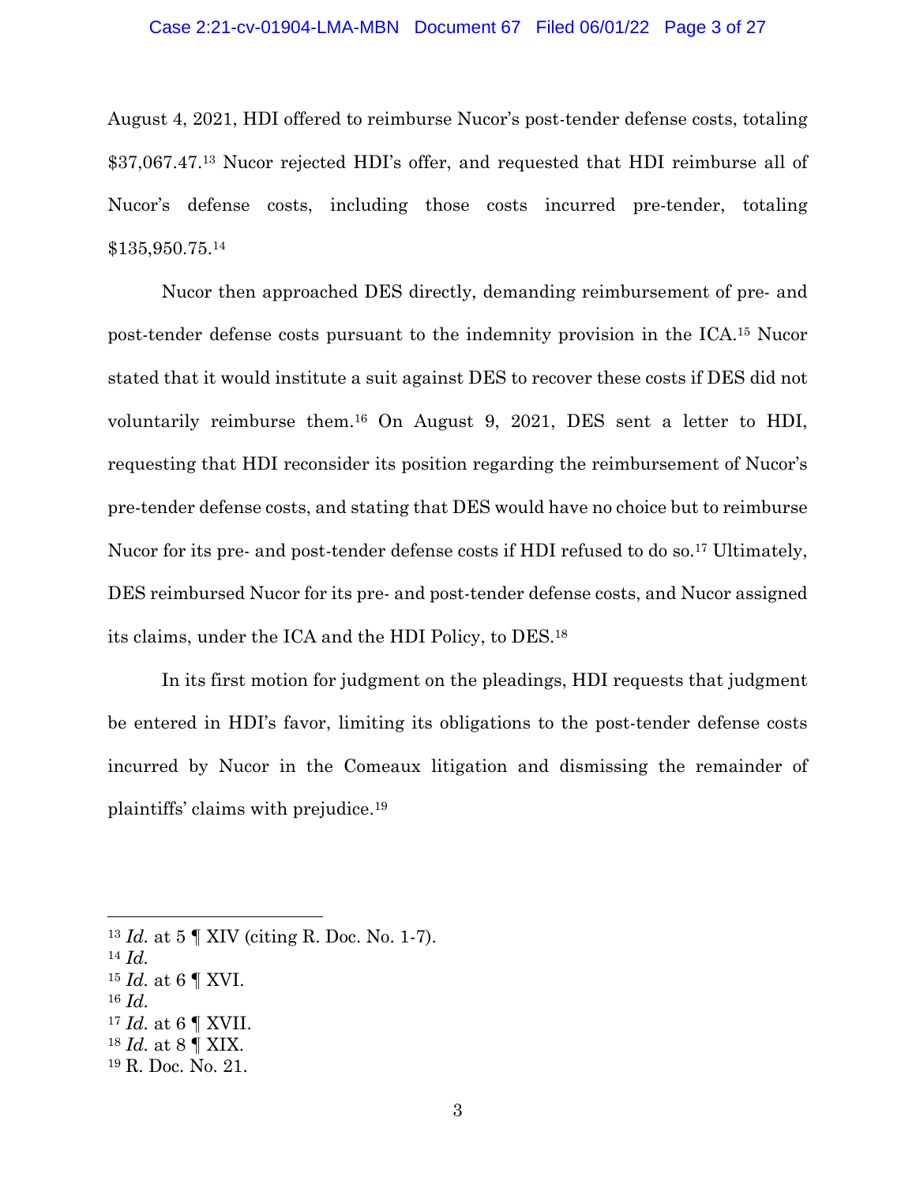August 4, 2021, HDI offered to reimburse Nucor's post-tender defense costs, totaling $37,067.47.[13] Nucor rejected HDI's offer, and requested that HDI reimburse all of Nucor's defense costs, including those costs incurred pre-tender, totaling $135,950.75.[14]

Nucor then approached DES directly, demanding reimbursement of pre- and post-tender defense costs pursuant to the indemnity provision in the ICA.[15] Nucor stated that it would institute a suit against DES to recover these costs if DES did not voluntarily reimburse them.[16] On August 9, 2021, DES sent a letter to HDI, requesting that HDI reconsider its position regarding the reimbursement of Nucor's pre-tender defense costs, and stating that DES would have no choice but to reimburse Nucor for its pre- and post-tender defense costs if HDI refused to do so.[17] Ultimately, DES reimbursed Nucor for its pre- and post-tender defense costs, and Nucor assigned its claims, under the ICA and the HDI Policy, to DES.[18]

In its first motion for judgment on the pleadings, HDI requests that judgment be entered in HDI's favor, limiting its obligations to the post-tender defense costs incurred by Nucor in the Comeaux litigation and dismissing the remainder of plaintiffs' claims with prejudice.[19]

---

[13] *Id.* at 5 ¶ XIV (citing R. Doc. No. 1-7).
[14] *Id.*
[15] *Id.* at 6 ¶ XVI.
[16] *Id.*
[17] *Id.* at 6 ¶ XVII.
[18] *Id.* at 8 ¶ XIX.
[19] R. Doc. No. 21.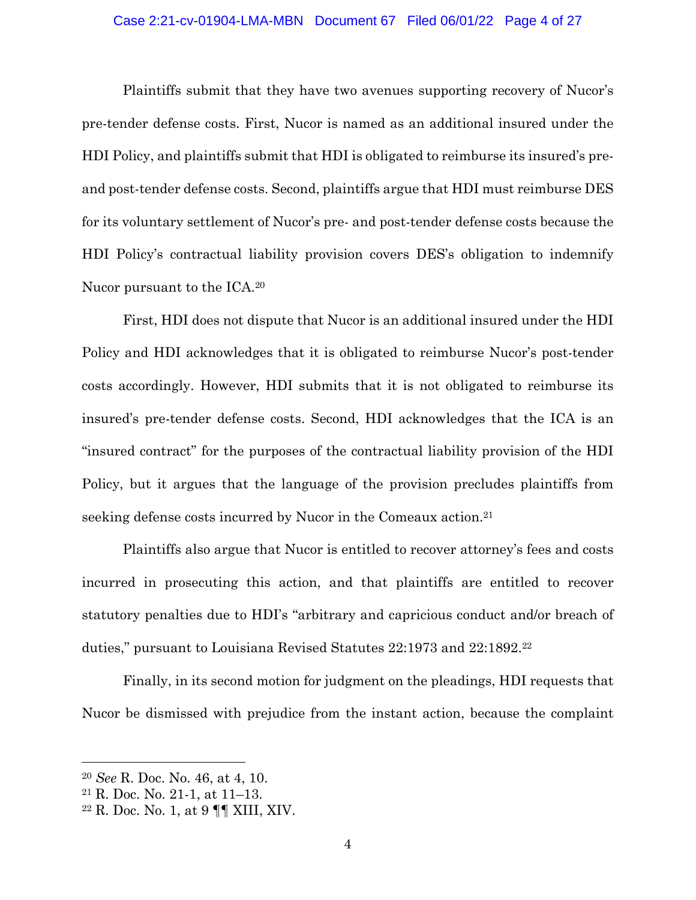Plaintiffs submit that they have two avenues supporting recovery of Nucor's pre-tender defense costs. First, Nucor is named as an additional insured under the HDI Policy, and plaintiffs submit that HDI is obligated to reimburse its insured's pre- and post-tender defense costs. Second, plaintiffs argue that HDI must reimburse DES for its voluntary settlement of Nucor's pre- and post-tender defense costs because the HDI Policy's contractual liability provision covers DES's obligation to indemnify Nucor pursuant to the ICA.[20]

First, HDI does not dispute that Nucor is an additional insured under the HDI Policy and HDI acknowledges that it is obligated to reimburse Nucor's post-tender costs accordingly. However, HDI submits that it is not obligated to reimburse its insured's pre-tender defense costs. Second, HDI acknowledges that the ICA is an "insured contract" for the purposes of the contractual liability provision of the HDI Policy, but it argues that the language of the provision precludes plaintiffs from seeking defense costs incurred by Nucor in the Comeaux action.[21]

Plaintiffs also argue that Nucor is entitled to recover attorney's fees and costs incurred in prosecuting this action, and that plaintiffs are entitled to recover statutory penalties due to HDI's "arbitrary and capricious conduct and/or breach of duties," pursuant to Louisiana Revised Statutes 22:1973 and 22:1892.[22]

Finally, in its second motion for judgment on the pleadings, HDI requests that Nucor be dismissed with prejudice from the instant action, because the complaint

---

[20] *See* R. Doc. No. 46, at 4, 10.

[21] R. Doc. No. 21-1, at 11–13.

[22] R. Doc. No. 1, at 9 ¶¶ XIII, XIV.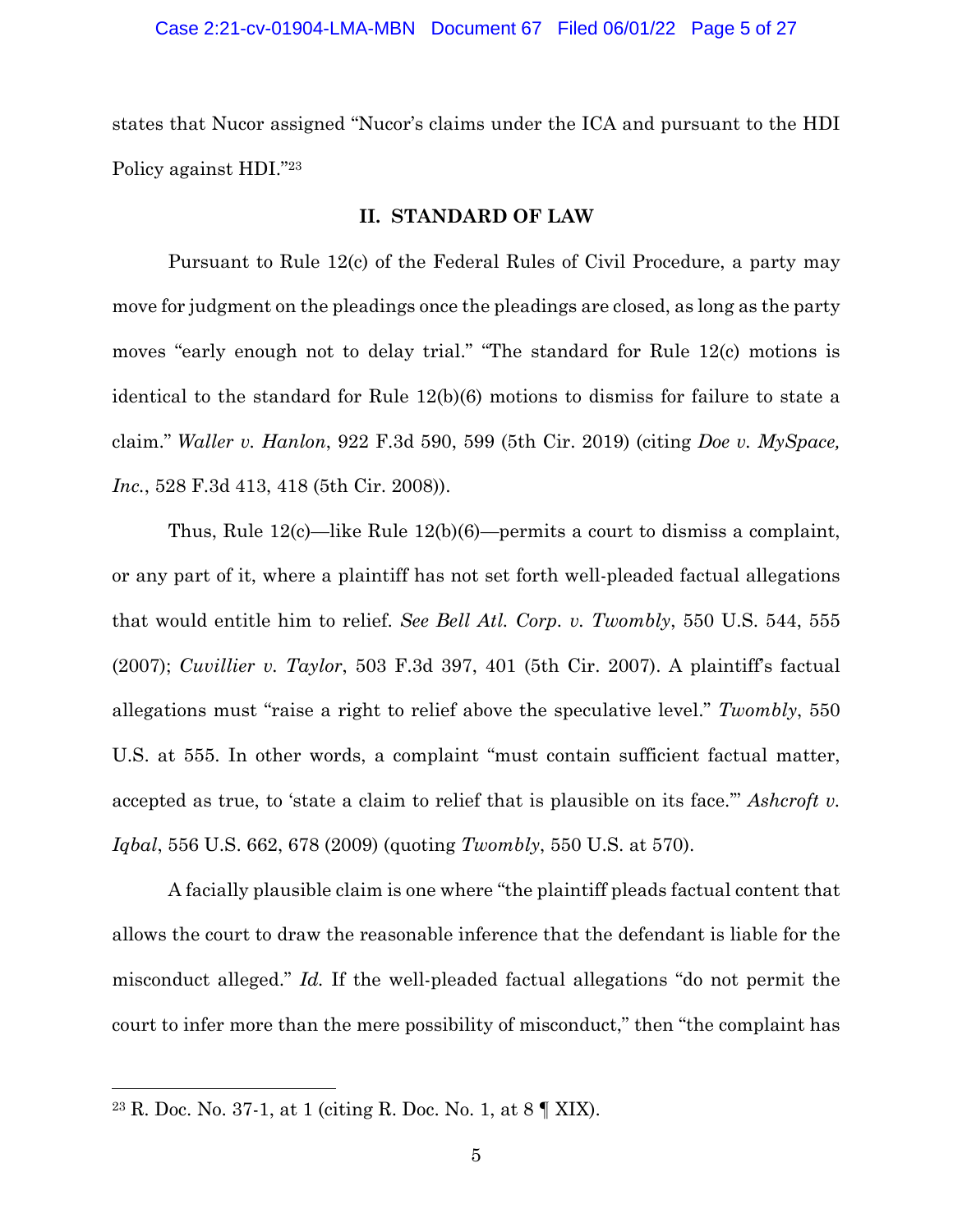states that Nucor assigned "Nucor's claims under the ICA and pursuant to the HDI Policy against HDI."[23]

## II. STANDARD OF LAW

Pursuant to Rule 12(c) of the Federal Rules of Civil Procedure, a party may move for judgment on the pleadings once the pleadings are closed, as long as the party moves "early enough not to delay trial." "The standard for Rule 12(c) motions is identical to the standard for Rule 12(b)(6) motions to dismiss for failure to state a claim." *Waller v. Hanlon*, 922 F.3d 590, 599 (5th Cir. 2019) (citing *Doe v. MySpace, Inc.*, 528 F.3d 413, 418 (5th Cir. 2008)).

Thus, Rule 12(c)—like Rule 12(b)(6)—permits a court to dismiss a complaint, or any part of it, where a plaintiff has not set forth well-pleaded factual allegations that would entitle him to relief. *See Bell Atl. Corp. v. Twombly*, 550 U.S. 544, 555 (2007); *Cuvillier v. Taylor*, 503 F.3d 397, 401 (5th Cir. 2007). A plaintiff's factual allegations must "raise a right to relief above the speculative level." *Twombly*, 550 U.S. at 555. In other words, a complaint "must contain sufficient factual matter, accepted as true, to 'state a claim to relief that is plausible on its face.'" *Ashcroft v. Iqbal*, 556 U.S. 662, 678 (2009) (quoting *Twombly*, 550 U.S. at 570).

A facially plausible claim is one where "the plaintiff pleads factual content that allows the court to draw the reasonable inference that the defendant is liable for the misconduct alleged." *Id.* If the well-pleaded factual allegations "do not permit the court to infer more than the mere possibility of misconduct," then "the complaint has

---

[23] R. Doc. No. 37-1, at 1 (citing R. Doc. No. 1, at 8 ¶ XIX).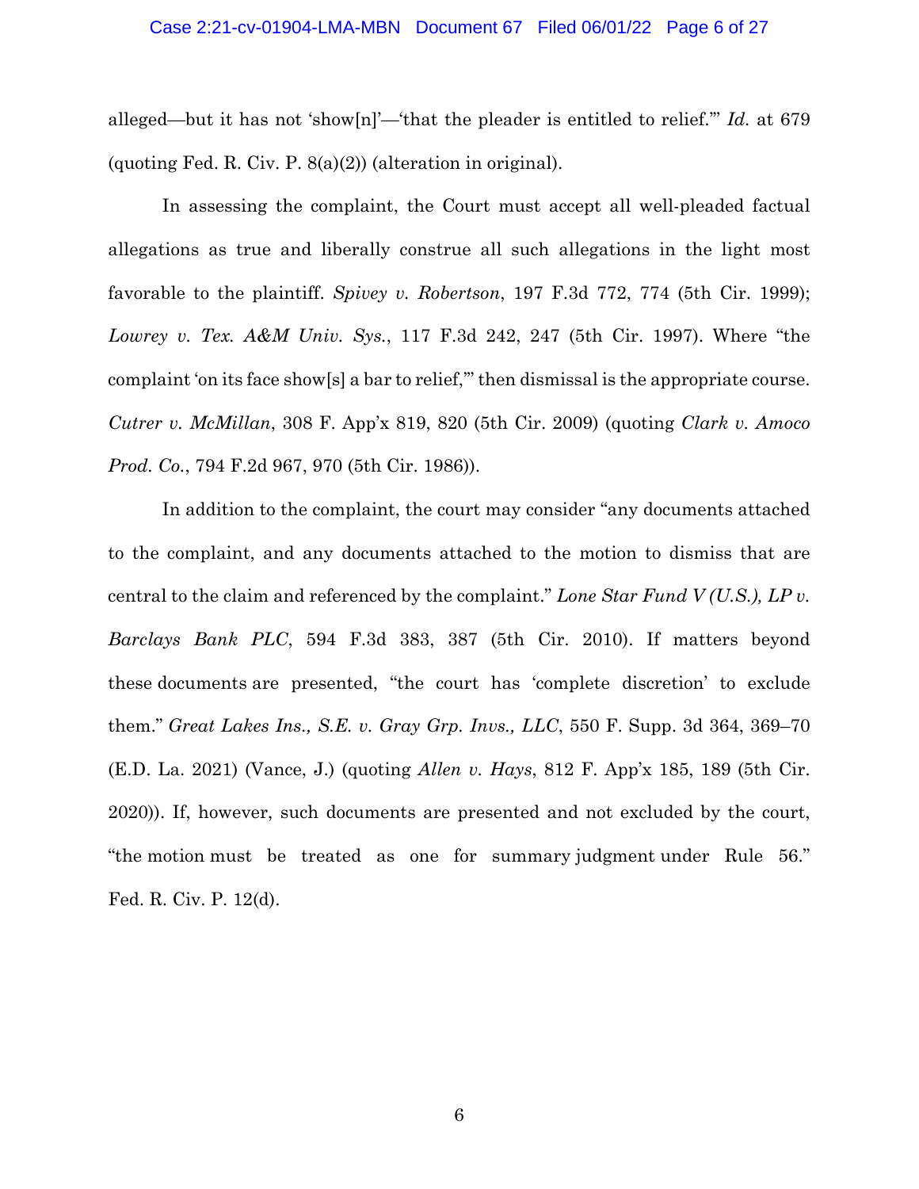alleged—but it has not 'show[n]'—'that the pleader is entitled to relief.'" *Id.* at 679 (quoting Fed. R. Civ. P. 8(a)(2)) (alteration in original).

In assessing the complaint, the Court must accept all well-pleaded factual allegations as true and liberally construe all such allegations in the light most favorable to the plaintiff. *Spivey v. Robertson*, 197 F.3d 772, 774 (5th Cir. 1999); *Lowrey v. Tex. A&M Univ. Sys.*, 117 F.3d 242, 247 (5th Cir. 1997). Where "the complaint 'on its face show[s] a bar to relief,'" then dismissal is the appropriate course. *Cutrer v. McMillan*, 308 F. App'x 819, 820 (5th Cir. 2009) (quoting *Clark v. Amoco Prod. Co.*, 794 F.2d 967, 970 (5th Cir. 1986)).

In addition to the complaint, the court may consider "any documents attached to the complaint, and any documents attached to the motion to dismiss that are central to the claim and referenced by the complaint." *Lone Star Fund V (U.S.), LP v. Barclays Bank PLC*, 594 F.3d 383, 387 (5th Cir. 2010). If matters beyond these documents are presented, "the court has 'complete discretion' to exclude them." *Great Lakes Ins., S.E. v. Gray Grp. Invs., LLC*, 550 F. Supp. 3d 364, 369–70 (E.D. La. 2021) (Vance, J.) (quoting *Allen v. Hays*, 812 F. App'x 185, 189 (5th Cir. 2020)). If, however, such documents are presented and not excluded by the court, "the motion must be treated as one for summary judgment under Rule 56." Fed. R. Civ. P. 12(d).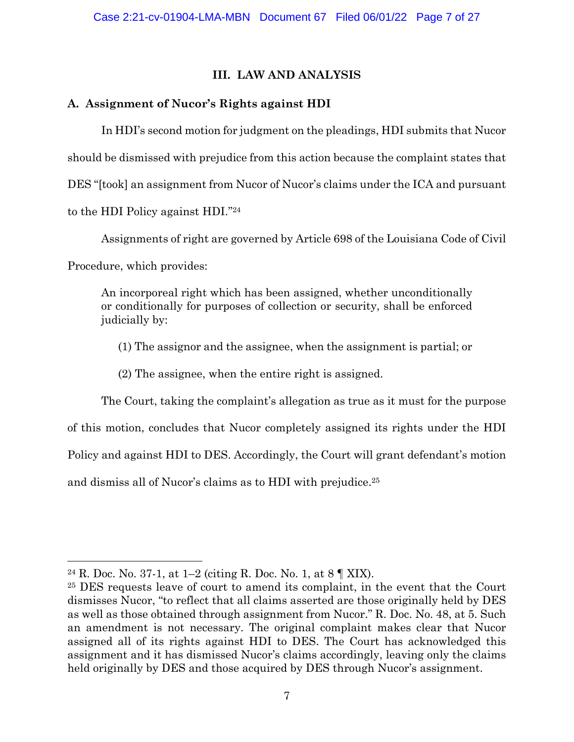## III. LAW AND ANALYSIS

### A. Assignment of Nucor's Rights against HDI

In HDI's second motion for judgment on the pleadings, HDI submits that Nucor should be dismissed with prejudice from this action because the complaint states that DES "[took] an assignment from Nucor of Nucor's claims under the ICA and pursuant to the HDI Policy against HDI."[24]

Assignments of right are governed by Article 698 of the Louisiana Code of Civil Procedure, which provides:

> An incorporeal right which has been assigned, whether unconditionally or conditionally for purposes of collection or security, shall be enforced judicially by:
>
> (1) The assignor and the assignee, when the assignment is partial; or
>
> (2) The assignee, when the entire right is assigned.

The Court, taking the complaint's allegation as true as it must for the purpose of this motion, concludes that Nucor completely assigned its rights under the HDI Policy and against HDI to DES. Accordingly, the Court will grant defendant's motion and dismiss all of Nucor's claims as to HDI with prejudice.[25]

---

[24] R. Doc. No. 37-1, at 1–2 (citing R. Doc. No. 1, at 8 ¶ XIX).

[25] DES requests leave of court to amend its complaint, in the event that the Court dismisses Nucor, "to reflect that all claims asserted are those originally held by DES as well as those obtained through assignment from Nucor." R. Doc. No. 48, at 5. Such an amendment is not necessary. The original complaint makes clear that Nucor assigned all of its rights against HDI to DES. The Court has acknowledged this assignment and it has dismissed Nucor's claims accordingly, leaving only the claims held originally by DES and those acquired by DES through Nucor's assignment.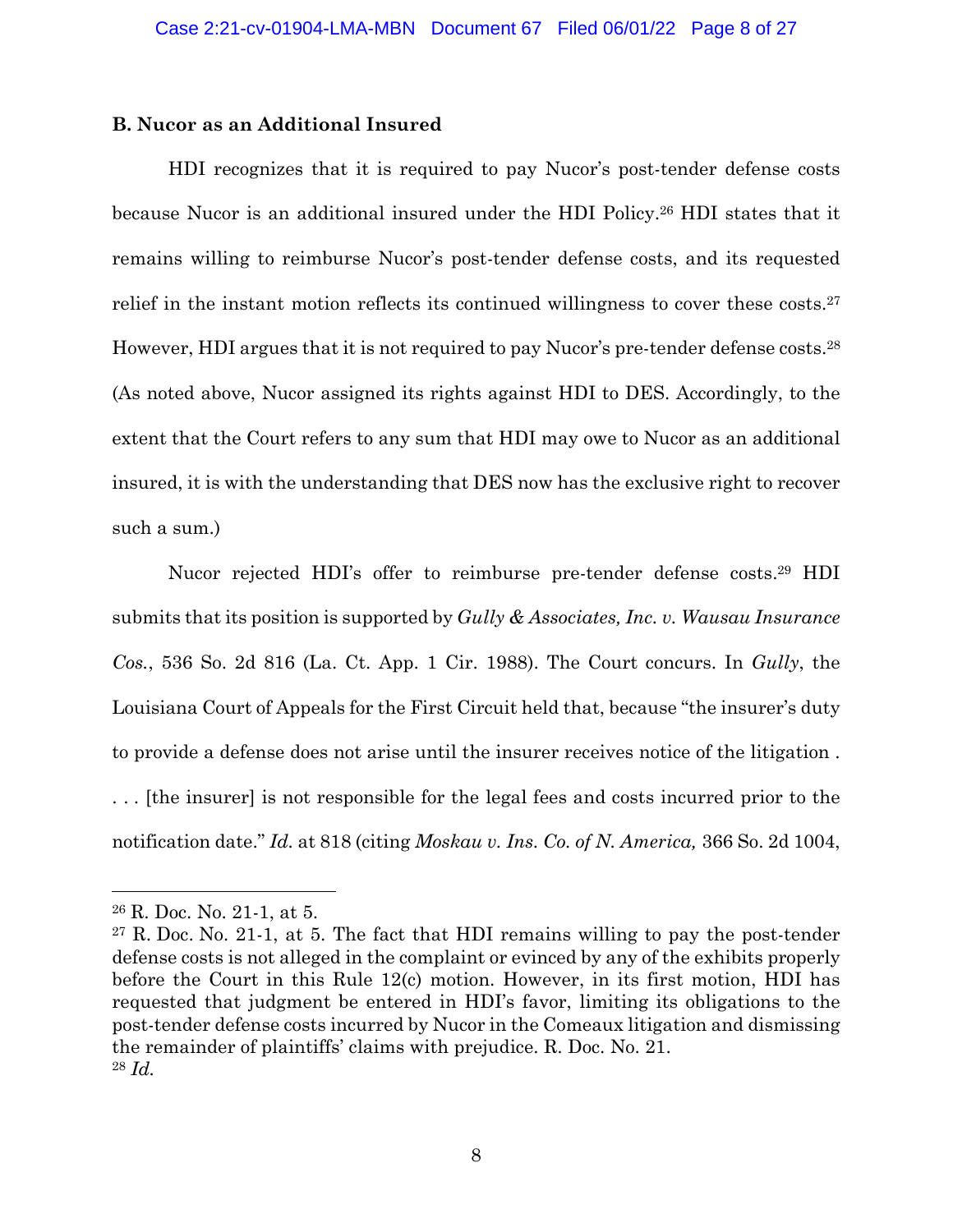### B. Nucor as an Additional Insured

HDI recognizes that it is required to pay Nucor's post-tender defense costs because Nucor is an additional insured under the HDI Policy.[26] HDI states that it remains willing to reimburse Nucor's post-tender defense costs, and its requested relief in the instant motion reflects its continued willingness to cover these costs.[27] However, HDI argues that it is not required to pay Nucor's pre-tender defense costs.[28] (As noted above, Nucor assigned its rights against HDI to DES. Accordingly, to the extent that the Court refers to any sum that HDI may owe to Nucor as an additional insured, it is with the understanding that DES now has the exclusive right to recover such a sum.)

Nucor rejected HDI's offer to reimburse pre-tender defense costs.[29] HDI submits that its position is supported by *Gully & Associates, Inc. v. Wausau Insurance Cos.*, 536 So. 2d 816 (La. Ct. App. 1 Cir. 1988). The Court concurs. In *Gully*, the Louisiana Court of Appeals for the First Circuit held that, because "the insurer's duty to provide a defense does not arise until the insurer receives notice of the litigation . . . . [the insurer] is not responsible for the legal fees and costs incurred prior to the notification date." *Id.* at 818 (citing *Moskau v. Ins. Co. of N. America,* 366 So. 2d 1004,

---

[26] R. Doc. No. 21-1, at 5.

[27] R. Doc. No. 21-1, at 5. The fact that HDI remains willing to pay the post-tender defense costs is not alleged in the complaint or evinced by any of the exhibits properly before the Court in this Rule 12(c) motion. However, in its first motion, HDI has requested that judgment be entered in HDI's favor, limiting its obligations to the post-tender defense costs incurred by Nucor in the Comeaux litigation and dismissing the remainder of plaintiffs' claims with prejudice. R. Doc. No. 21.

[28] *Id.*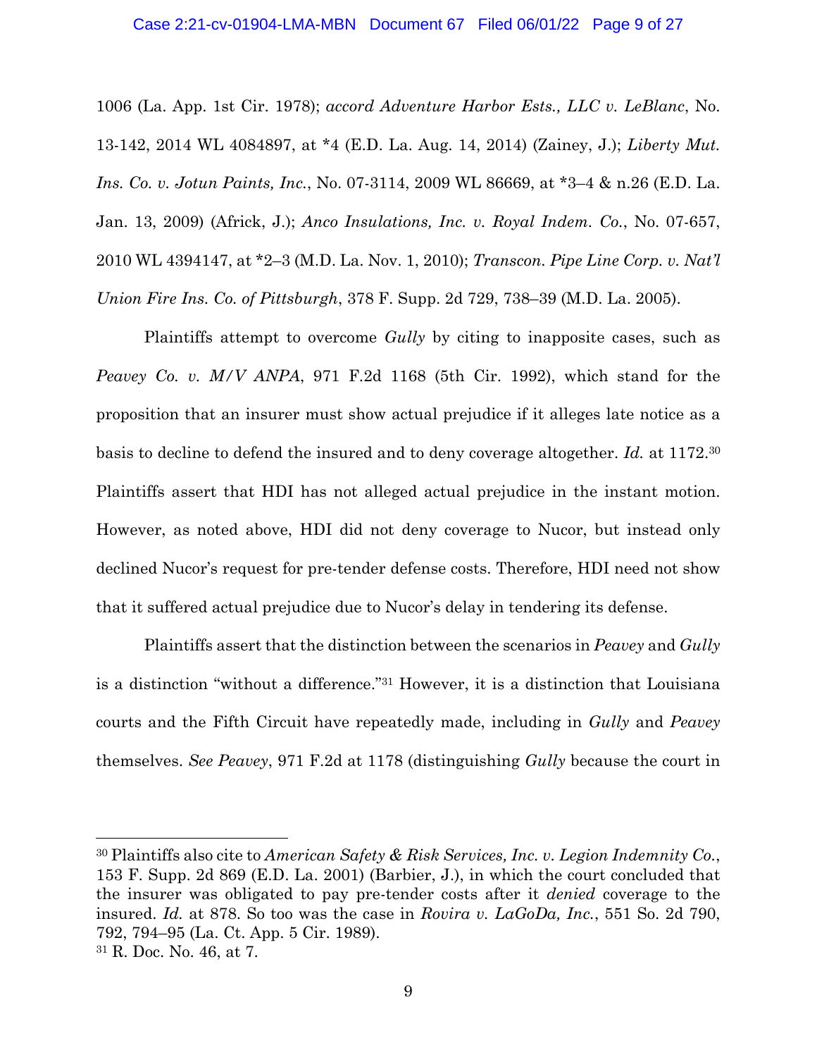1006 (La. App. 1st Cir. 1978); *accord Adventure Harbor Ests., LLC v. LeBlanc*, No. 13-142, 2014 WL 4084897, at *4 (E.D. La. Aug. 14, 2014) (Zainey, J.); *Liberty Mut. Ins. Co. v. Jotun Paints, Inc.*, No. 07-3114, 2009 WL 86669, at *3–4 & n.26 (E.D. La. Jan. 13, 2009) (Africk, J.); *Anco Insulations, Inc. v. Royal Indem. Co.*, No. 07-657, 2010 WL 4394147, at *2–3 (M.D. La. Nov. 1, 2010); *Transcon. Pipe Line Corp. v. Nat'l Union Fire Ins. Co. of Pittsburgh*, 378 F. Supp. 2d 729, 738–39 (M.D. La. 2005).

Plaintiffs attempt to overcome *Gully* by citing to inapposite cases, such as *Peavey Co. v. M/V ANPA*, 971 F.2d 1168 (5th Cir. 1992), which stand for the proposition that an insurer must show actual prejudice if it alleges late notice as a basis to decline to defend the insured and to deny coverage altogether. *Id.* at 1172.[30] Plaintiffs assert that HDI has not alleged actual prejudice in the instant motion. However, as noted above, HDI did not deny coverage to Nucor, but instead only declined Nucor's request for pre-tender defense costs. Therefore, HDI need not show that it suffered actual prejudice due to Nucor's delay in tendering its defense.

Plaintiffs assert that the distinction between the scenarios in *Peavey* and *Gully* is a distinction "without a difference."[31] However, it is a distinction that Louisiana courts and the Fifth Circuit have repeatedly made, including in *Gully* and *Peavey* themselves. *See Peavey*, 971 F.2d at 1178 (distinguishing *Gully* because the court in

---

[30] Plaintiffs also cite to *American Safety & Risk Services, Inc. v. Legion Indemnity Co.*, 153 F. Supp. 2d 869 (E.D. La. 2001) (Barbier, J.), in which the court concluded that the insurer was obligated to pay pre-tender costs after it *denied* coverage to the insured. *Id.* at 878. So too was the case in *Rovira v. LaGoDa, Inc.*, 551 So. 2d 790, 792, 794–95 (La. Ct. App. 5 Cir. 1989).

[31] R. Doc. No. 46, at 7.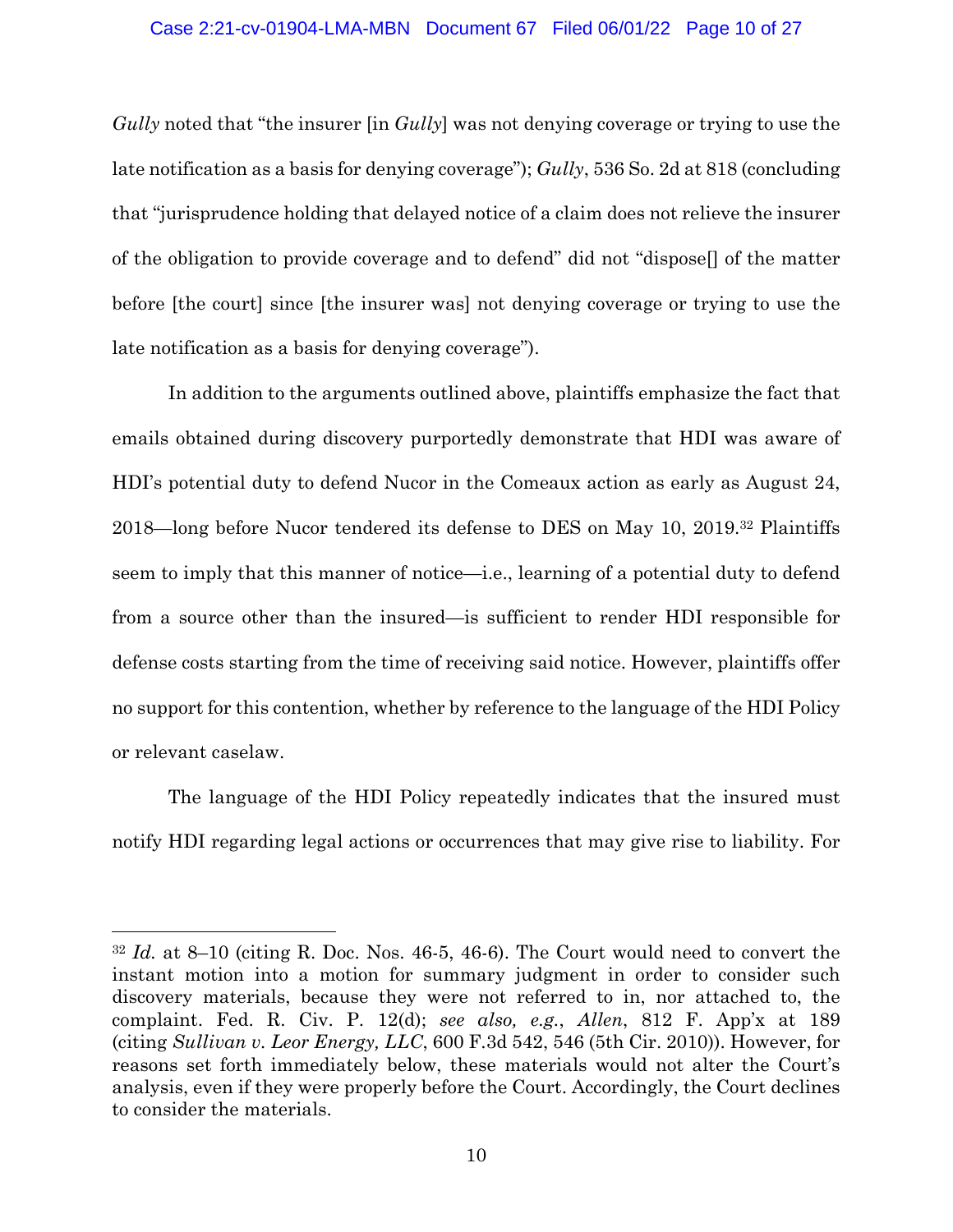*Gully* noted that "the insurer [in *Gully*] was not denying coverage or trying to use the late notification as a basis for denying coverage"); *Gully*, 536 So. 2d at 818 (concluding that "jurisprudence holding that delayed notice of a claim does not relieve the insurer of the obligation to provide coverage and to defend" did not "dispose[] of the matter before [the court] since [the insurer was] not denying coverage or trying to use the late notification as a basis for denying coverage").

In addition to the arguments outlined above, plaintiffs emphasize the fact that emails obtained during discovery purportedly demonstrate that HDI was aware of HDI's potential duty to defend Nucor in the Comeaux action as early as August 24, 2018—long before Nucor tendered its defense to DES on May 10, 2019.[32] Plaintiffs seem to imply that this manner of notice—i.e., learning of a potential duty to defend from a source other than the insured—is sufficient to render HDI responsible for defense costs starting from the time of receiving said notice. However, plaintiffs offer no support for this contention, whether by reference to the language of the HDI Policy or relevant caselaw.

The language of the HDI Policy repeatedly indicates that the insured must notify HDI regarding legal actions or occurrences that may give rise to liability. For

---

[32] *Id.* at 8–10 (citing R. Doc. Nos. 46-5, 46-6). The Court would need to convert the instant motion into a motion for summary judgment in order to consider such discovery materials, because they were not referred to in, nor attached to, the complaint. Fed. R. Civ. P. 12(d); *see also, e.g.*, *Allen*, 812 F. App'x at 189 (citing *Sullivan v. Leor Energy, LLC*, 600 F.3d 542, 546 (5th Cir. 2010)). However, for reasons set forth immediately below, these materials would not alter the Court's analysis, even if they were properly before the Court. Accordingly, the Court declines to consider the materials.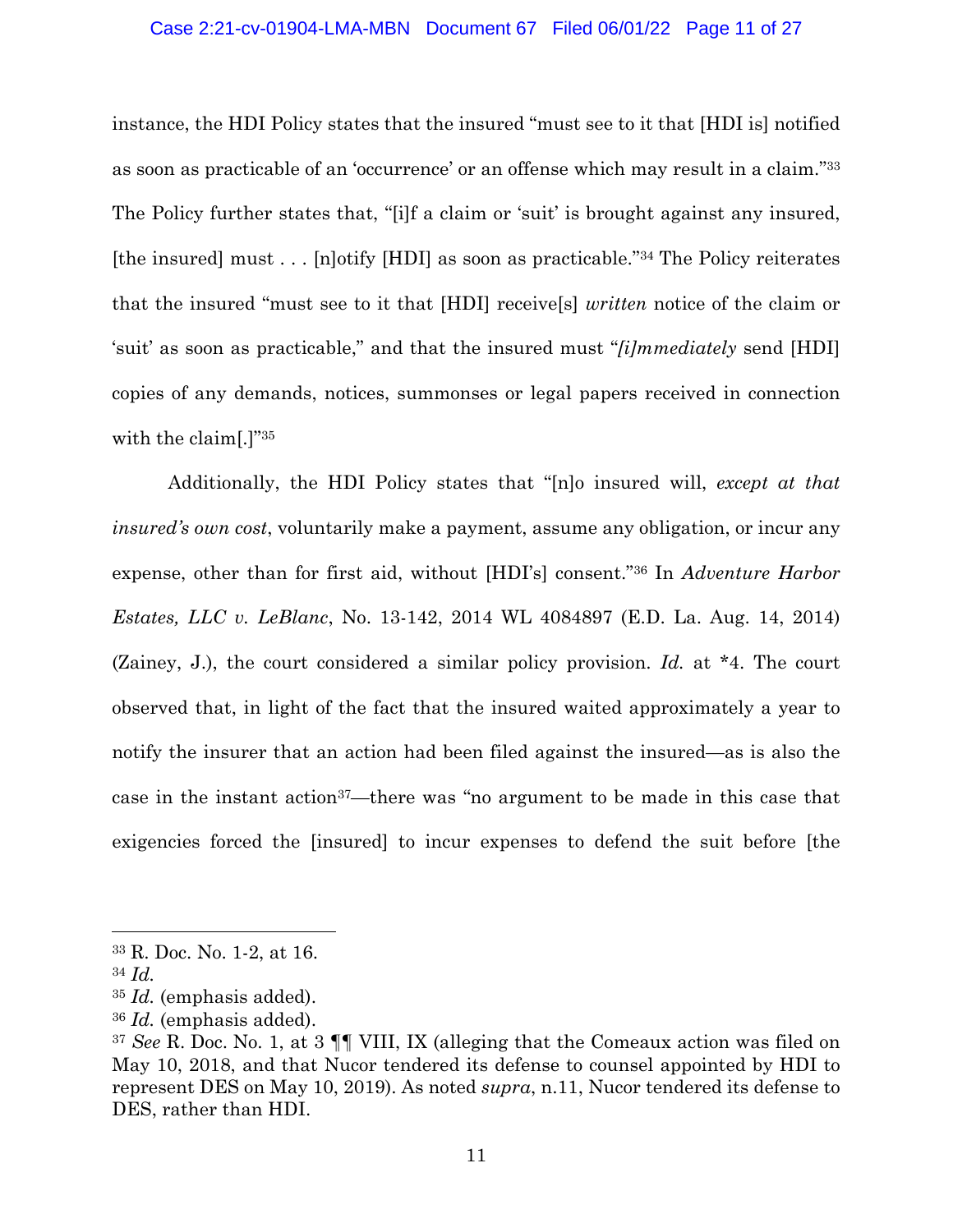instance, the HDI Policy states that the insured "must see to it that [HDI is] notified as soon as practicable of an 'occurrence' or an offense which may result in a claim."[33] The Policy further states that, "[i]f a claim or 'suit' is brought against any insured, [the insured] must . . . [n]otify [HDI] as soon as practicable."[34] The Policy reiterates that the insured "must see to it that [HDI] receive[s] *written* notice of the claim or 'suit' as soon as practicable," and that the insured must "*[i]mmediately* send [HDI] copies of any demands, notices, summonses or legal papers received in connection with the claim[.]"[35]

Additionally, the HDI Policy states that "[n]o insured will, *except at that insured's own cost*, voluntarily make a payment, assume any obligation, or incur any expense, other than for first aid, without [HDI's] consent."[36] In *Adventure Harbor Estates, LLC v. LeBlanc*, No. 13-142, 2014 WL 4084897 (E.D. La. Aug. 14, 2014) (Zainey, J.), the court considered a similar policy provision. *Id.* at *4. The court observed that, in light of the fact that the insured waited approximately a year to notify the insurer that an action had been filed against the insured—as is also the case in the instant action[37]—there was "no argument to be made in this case that exigencies forced the [insured] to incur expenses to defend the suit before [the

---

[33] R. Doc. No. 1-2, at 16.

[34] *Id.*

[35] *Id.* (emphasis added).

[36] *Id.* (emphasis added).

[37] *See* R. Doc. No. 1, at 3 ¶¶ VIII, IX (alleging that the Comeaux action was filed on May 10, 2018, and that Nucor tendered its defense to counsel appointed by HDI to represent DES on May 10, 2019). As noted *supra*, n.11, Nucor tendered its defense to DES, rather than HDI.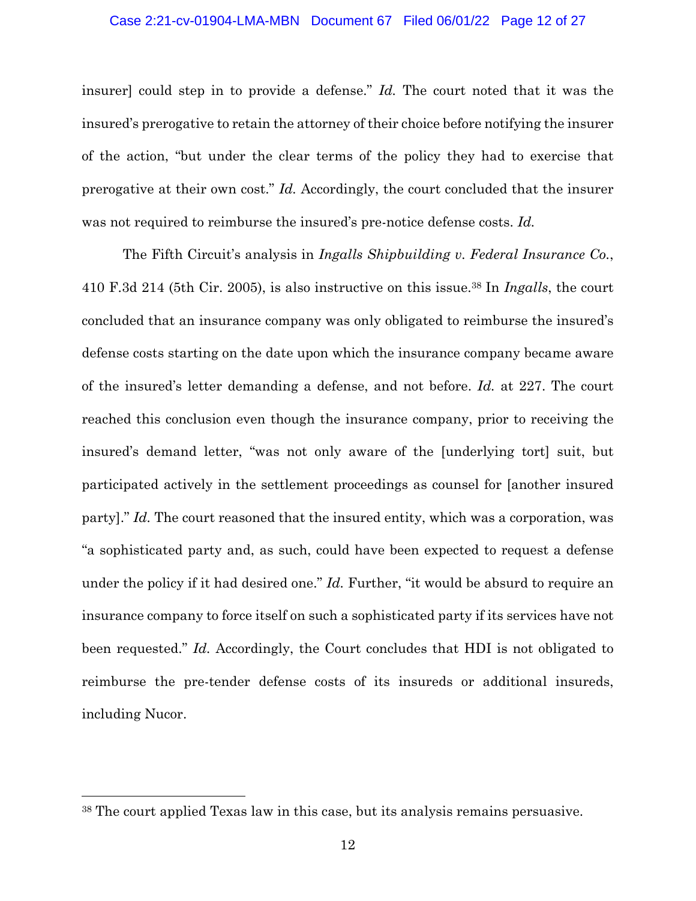insurer] could step in to provide a defense." *Id.* The court noted that it was the insured's prerogative to retain the attorney of their choice before notifying the insurer of the action, "but under the clear terms of the policy they had to exercise that prerogative at their own cost." *Id.* Accordingly, the court concluded that the insurer was not required to reimburse the insured's pre-notice defense costs. *Id.*

The Fifth Circuit's analysis in *Ingalls Shipbuilding v. Federal Insurance Co.*, 410 F.3d 214 (5th Cir. 2005), is also instructive on this issue.[38] In *Ingalls*, the court concluded that an insurance company was only obligated to reimburse the insured's defense costs starting on the date upon which the insurance company became aware of the insured's letter demanding a defense, and not before. *Id.* at 227. The court reached this conclusion even though the insurance company, prior to receiving the insured's demand letter, "was not only aware of the [underlying tort] suit, but participated actively in the settlement proceedings as counsel for [another insured party]." *Id.* The court reasoned that the insured entity, which was a corporation, was "a sophisticated party and, as such, could have been expected to request a defense under the policy if it had desired one." *Id.* Further, "it would be absurd to require an insurance company to force itself on such a sophisticated party if its services have not been requested." *Id.* Accordingly, the Court concludes that HDI is not obligated to reimburse the pre-tender defense costs of its insureds or additional insureds, including Nucor.

---

[38] The court applied Texas law in this case, but its analysis remains persuasive.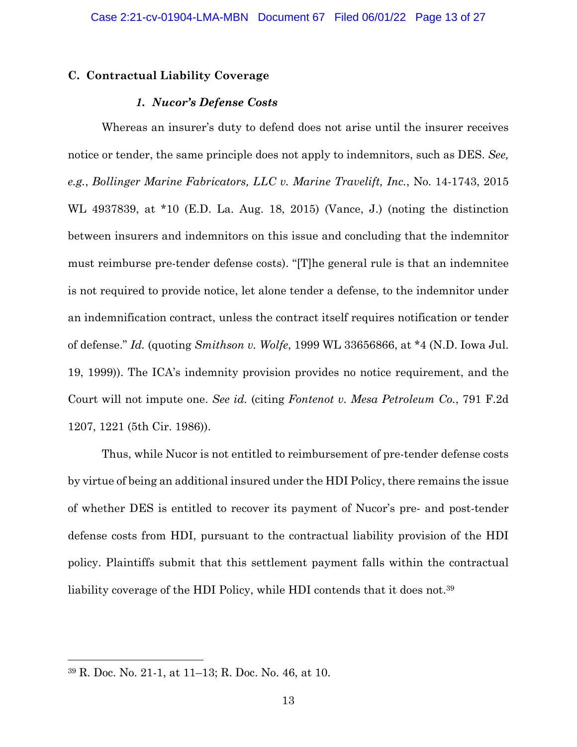### C. Contractual Liability Coverage

#### *1. Nucor's Defense Costs*

Whereas an insurer's duty to defend does not arise until the insurer receives notice or tender, the same principle does not apply to indemnitors, such as DES. *See, e.g.*, *Bollinger Marine Fabricators, LLC v. Marine Travelift, Inc.*, No. 14-1743, 2015 WL 4937839, at *10 (E.D. La. Aug. 18, 2015) (Vance, J.) (noting the distinction between insurers and indemnitors on this issue and concluding that the indemnitor must reimburse pre-tender defense costs). "[T]he general rule is that an indemnitee is not required to provide notice, let alone tender a defense, to the indemnitor under an indemnification contract, unless the contract itself requires notification or tender of defense." *Id.* (quoting *Smithson v. Wolfe*, 1999 WL 33656866, at *4 (N.D. Iowa Jul. 19, 1999)). The ICA's indemnity provision provides no notice requirement, and the Court will not impute one. *See id.* (citing *Fontenot v. Mesa Petroleum Co.*, 791 F.2d 1207, 1221 (5th Cir. 1986)).

Thus, while Nucor is not entitled to reimbursement of pre-tender defense costs by virtue of being an additional insured under the HDI Policy, there remains the issue of whether DES is entitled to recover its payment of Nucor's pre- and post-tender defense costs from HDI, pursuant to the contractual liability provision of the HDI policy. Plaintiffs submit that this settlement payment falls within the contractual liability coverage of the HDI Policy, while HDI contends that it does not.[39]

---

[39] R. Doc. No. 21-1, at 11–13; R. Doc. No. 46, at 10.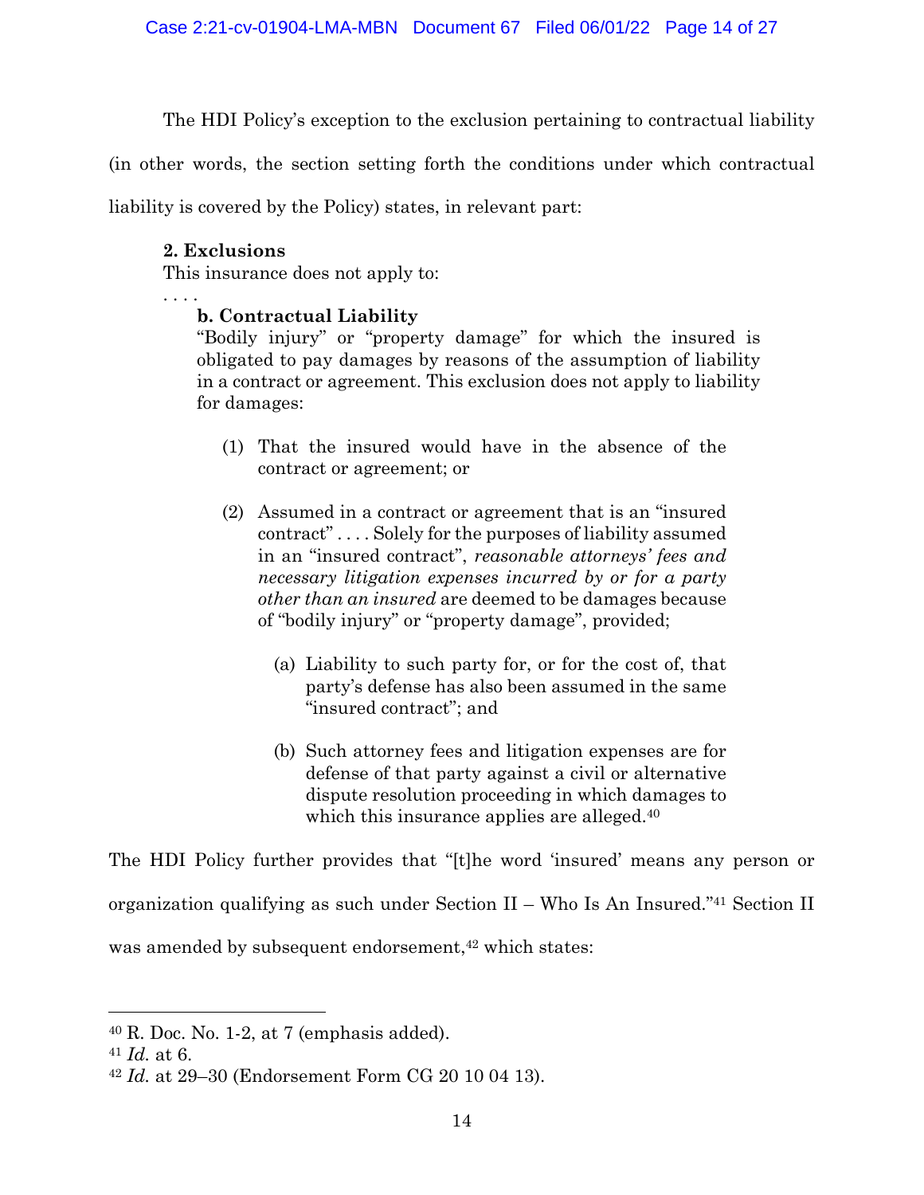The HDI Policy's exception to the exclusion pertaining to contractual liability (in other words, the section setting forth the conditions under which contractual liability is covered by the Policy) states, in relevant part:

> **2. Exclusions**
> This insurance does not apply to:
> . . . .
>
> **b. Contractual Liability**
> "Bodily injury" or "property damage" for which the insured is obligated to pay damages by reasons of the assumption of liability in a contract or agreement. This exclusion does not apply to liability for damages:
>
> (1) That the insured would have in the absence of the contract or agreement; or
>
> (2) Assumed in a contract or agreement that is an "insured contract" . . . . Solely for the purposes of liability assumed in an "insured contract", *reasonable attorneys' fees and necessary litigation expenses incurred by or for a party other than an insured* are deemed to be damages because of "bodily injury" or "property damage", provided;
>
> (a) Liability to such party for, or for the cost of, that party's defense has also been assumed in the same "insured contract"; and
>
> (b) Such attorney fees and litigation expenses are for defense of that party against a civil or alternative dispute resolution proceeding in which damages to which this insurance applies are alleged.[40]

The HDI Policy further provides that "[t]he word 'insured' means any person or organization qualifying as such under Section II – Who Is An Insured."[41] Section II was amended by subsequent endorsement,[42] which states:

---

[40] R. Doc. No. 1-2, at 7 (emphasis added).

[41] *Id.* at 6.

[42] *Id.* at 29–30 (Endorsement Form CG 20 10 04 13).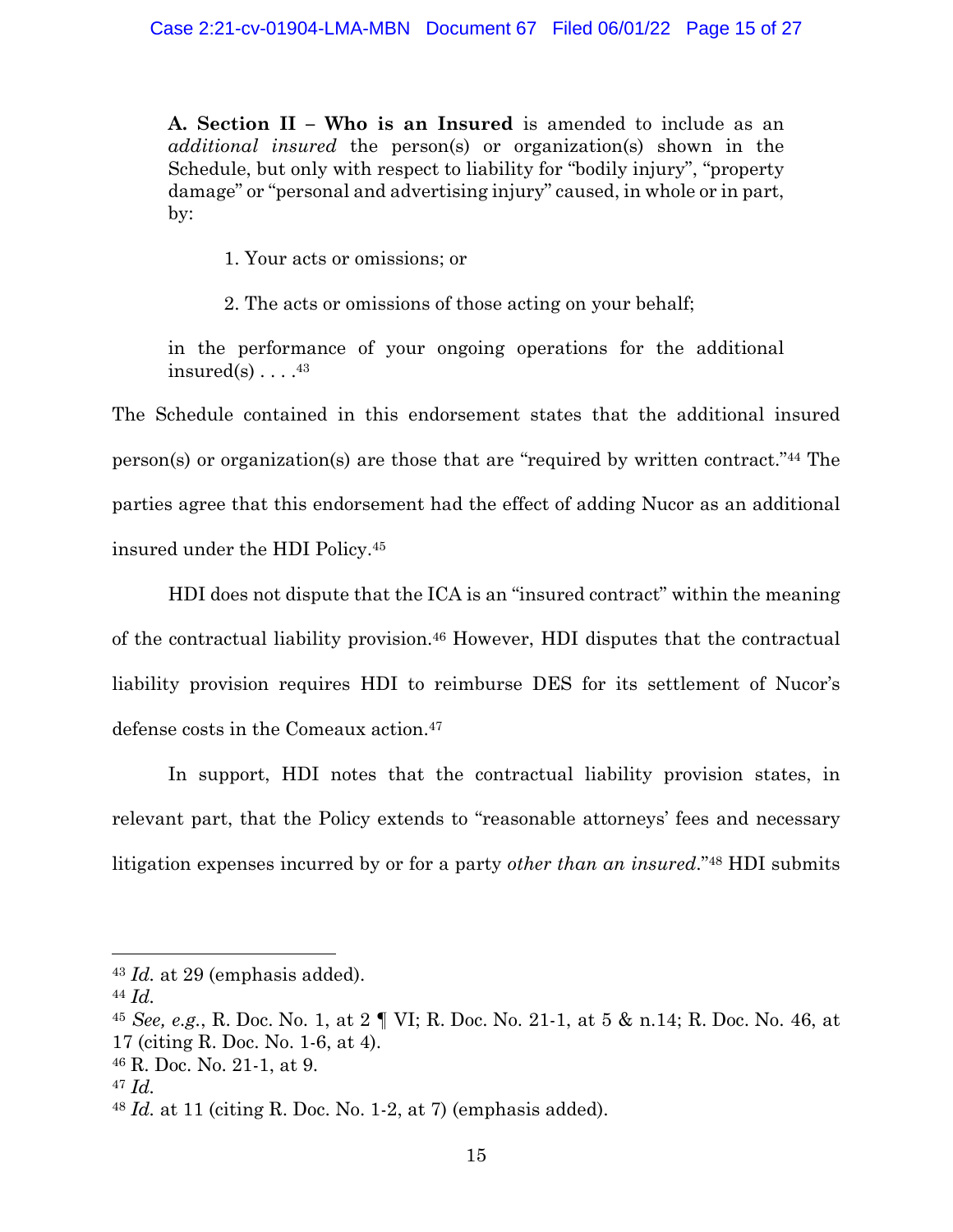> **A. Section II – Who is an Insured** is amended to include as an *additional insured* the person(s) or organization(s) shown in the Schedule, but only with respect to liability for "bodily injury", "property damage" or "personal and advertising injury" caused, in whole or in part, by:
>
> 1. Your acts or omissions; or
>
> 2. The acts or omissions of those acting on your behalf;
>
> in the performance of your ongoing operations for the additional insured(s) . . . .[43]

The Schedule contained in this endorsement states that the additional insured person(s) or organization(s) are those that are "required by written contract."[44] The parties agree that this endorsement had the effect of adding Nucor as an additional insured under the HDI Policy.[45]

HDI does not dispute that the ICA is an "insured contract" within the meaning of the contractual liability provision.[46] However, HDI disputes that the contractual liability provision requires HDI to reimburse DES for its settlement of Nucor's defense costs in the Comeaux action.[47]

In support, HDI notes that the contractual liability provision states, in relevant part, that the Policy extends to "reasonable attorneys' fees and necessary litigation expenses incurred by or for a party *other than an insured*."[48] HDI submits

---

[43] *Id.* at 29 (emphasis added).

[44] *Id.*

[45] *See, e.g.*, R. Doc. No. 1, at 2 ¶ VI; R. Doc. No. 21-1, at 5 & n.14; R. Doc. No. 46, at 17 (citing R. Doc. No. 1-6, at 4).

[46] R. Doc. No. 21-1, at 9.

[47] *Id.*

[48] *Id.* at 11 (citing R. Doc. No. 1-2, at 7) (emphasis added).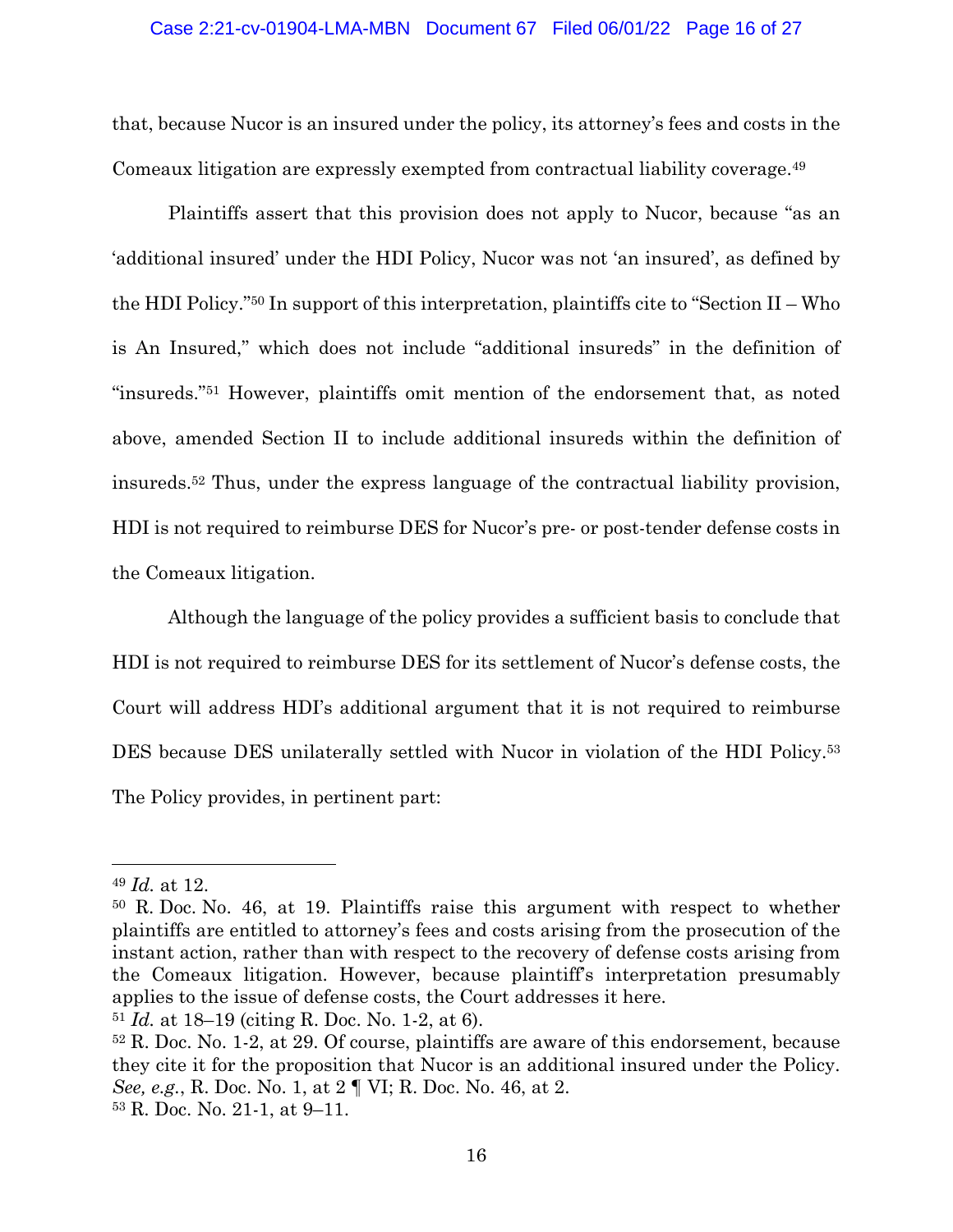that, because Nucor is an insured under the policy, its attorney's fees and costs in the Comeaux litigation are expressly exempted from contractual liability coverage.[49]

Plaintiffs assert that this provision does not apply to Nucor, because "as an 'additional insured' under the HDI Policy, Nucor was not 'an insured', as defined by the HDI Policy."[50] In support of this interpretation, plaintiffs cite to "Section II – Who is An Insured," which does not include "additional insureds" in the definition of "insureds."[51] However, plaintiffs omit mention of the endorsement that, as noted above, amended Section II to include additional insureds within the definition of insureds.[52] Thus, under the express language of the contractual liability provision, HDI is not required to reimburse DES for Nucor's pre- or post-tender defense costs in the Comeaux litigation.

Although the language of the policy provides a sufficient basis to conclude that HDI is not required to reimburse DES for its settlement of Nucor's defense costs, the Court will address HDI's additional argument that it is not required to reimburse DES because DES unilaterally settled with Nucor in violation of the HDI Policy.[53] The Policy provides, in pertinent part:

---

[49] *Id.* at 12.

[50] R. Doc. No. 46, at 19. Plaintiffs raise this argument with respect to whether plaintiffs are entitled to attorney's fees and costs arising from the prosecution of the instant action, rather than with respect to the recovery of defense costs arising from the Comeaux litigation. However, because plaintiff's interpretation presumably applies to the issue of defense costs, the Court addresses it here.

[51] *Id.* at 18–19 (citing R. Doc. No. 1-2, at 6).

[52] R. Doc. No. 1-2, at 29. Of course, plaintiffs are aware of this endorsement, because they cite it for the proposition that Nucor is an additional insured under the Policy. *See, e.g.*, R. Doc. No. 1, at 2 ¶ VI; R. Doc. No. 46, at 2.

[53] R. Doc. No. 21-1, at 9–11.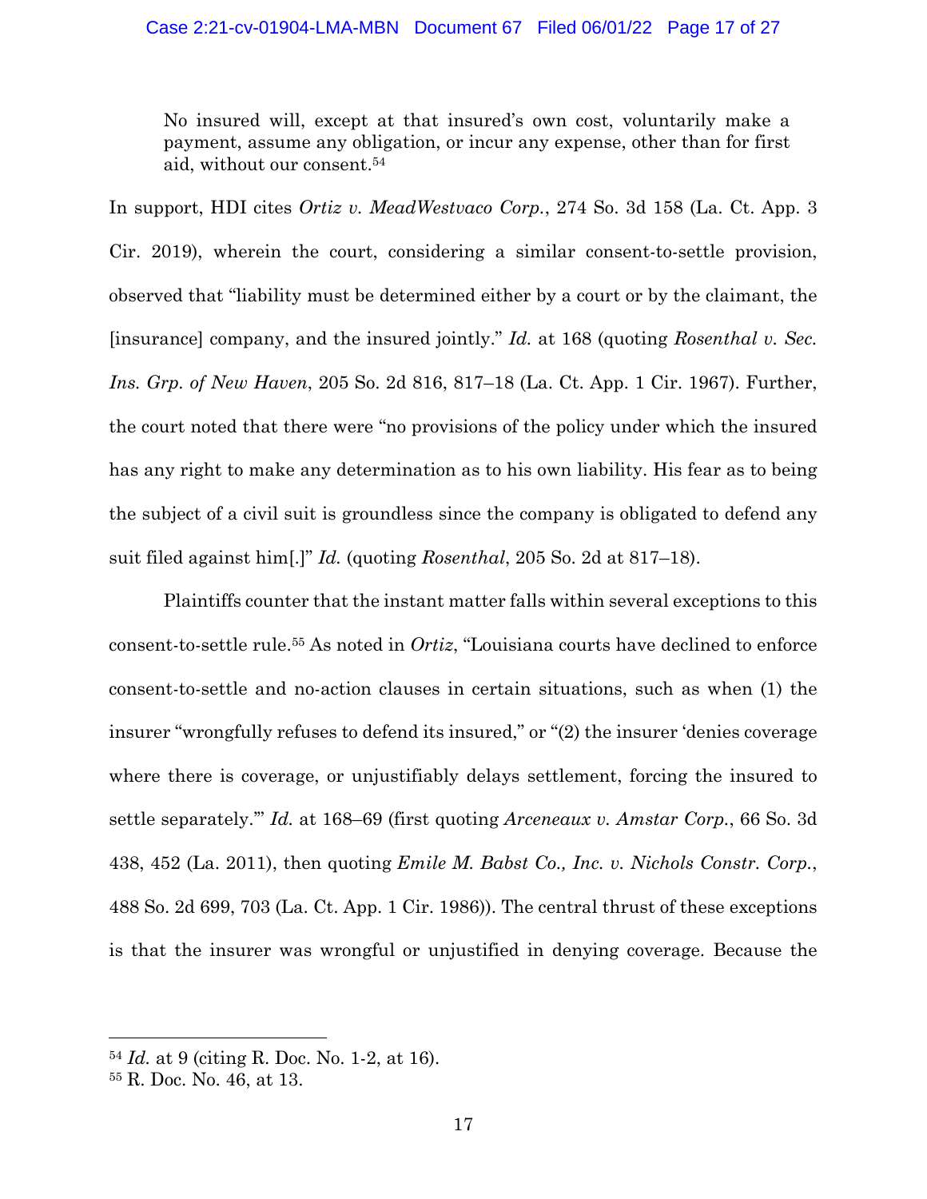> No insured will, except at that insured's own cost, voluntarily make a payment, assume any obligation, or incur any expense, other than for first aid, without our consent.[54]

In support, HDI cites *Ortiz v. MeadWestvaco Corp.*, 274 So. 3d 158 (La. Ct. App. 3 Cir. 2019), wherein the court, considering a similar consent-to-settle provision, observed that "liability must be determined either by a court or by the claimant, the [insurance] company, and the insured jointly." *Id.* at 168 (quoting *Rosenthal v. Sec. Ins. Grp. of New Haven*, 205 So. 2d 816, 817–18 (La. Ct. App. 1 Cir. 1967). Further, the court noted that there were "no provisions of the policy under which the insured has any right to make any determination as to his own liability. His fear as to being the subject of a civil suit is groundless since the company is obligated to defend any suit filed against him[.]" *Id.* (quoting *Rosenthal*, 205 So. 2d at 817–18).

Plaintiffs counter that the instant matter falls within several exceptions to this consent-to-settle rule.[55] As noted in *Ortiz*, "Louisiana courts have declined to enforce consent-to-settle and no-action clauses in certain situations, such as when (1) the insurer "wrongfully refuses to defend its insured," or "(2) the insurer 'denies coverage where there is coverage, or unjustifiably delays settlement, forcing the insured to settle separately.'" *Id.* at 168–69 (first quoting *Arceneaux v. Amstar Corp.*, 66 So. 3d 438, 452 (La. 2011), then quoting *Emile M. Babst Co., Inc. v. Nichols Constr. Corp.*, 488 So. 2d 699, 703 (La. Ct. App. 1 Cir. 1986)). The central thrust of these exceptions is that the insurer was wrongful or unjustified in denying coverage. Because the

---

[54] *Id.* at 9 (citing R. Doc. No. 1-2, at 16).

[55] R. Doc. No. 46, at 13.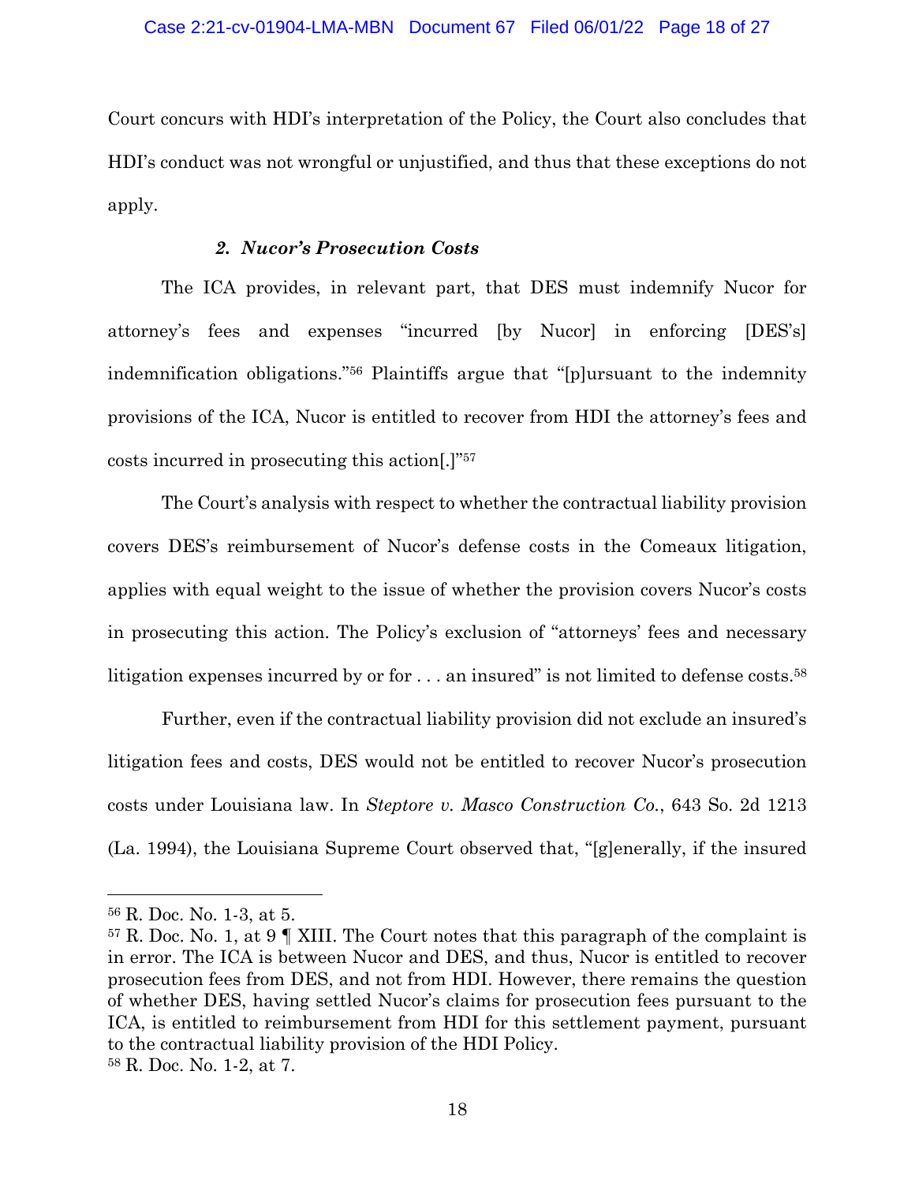Court concurs with HDI's interpretation of the Policy, the Court also concludes that HDI's conduct was not wrongful or unjustified, and thus that these exceptions do not apply.

### *2. Nucor's Prosecution Costs*

The ICA provides, in relevant part, that DES must indemnify Nucor for attorney's fees and expenses "incurred [by Nucor] in enforcing [DES's] indemnification obligations."[56] Plaintiffs argue that "[p]ursuant to the indemnity provisions of the ICA, Nucor is entitled to recover from HDI the attorney's fees and costs incurred in prosecuting this action[.]"[57]

The Court's analysis with respect to whether the contractual liability provision covers DES's reimbursement of Nucor's defense costs in the Comeaux litigation, applies with equal weight to the issue of whether the provision covers Nucor's costs in prosecuting this action. The Policy's exclusion of "attorneys' fees and necessary litigation expenses incurred by or for . . . an insured" is not limited to defense costs.[58]

Further, even if the contractual liability provision did not exclude an insured's litigation fees and costs, DES would not be entitled to recover Nucor's prosecution costs under Louisiana law. In *Steptore v. Masco Construction Co.*, 643 So. 2d 1213 (La. 1994), the Louisiana Supreme Court observed that, "[g]enerally, if the insured

---

[56] R. Doc. No. 1-3, at 5.

[57] R. Doc. No. 1, at 9 ¶ XIII. The Court notes that this paragraph of the complaint is in error. The ICA is between Nucor and DES, and thus, Nucor is entitled to recover prosecution fees from DES, and not from HDI. However, there remains the question of whether DES, having settled Nucor's claims for prosecution fees pursuant to the ICA, is entitled to reimbursement from HDI for this settlement payment, pursuant to the contractual liability provision of the HDI Policy.

[58] R. Doc. No. 1-2, at 7.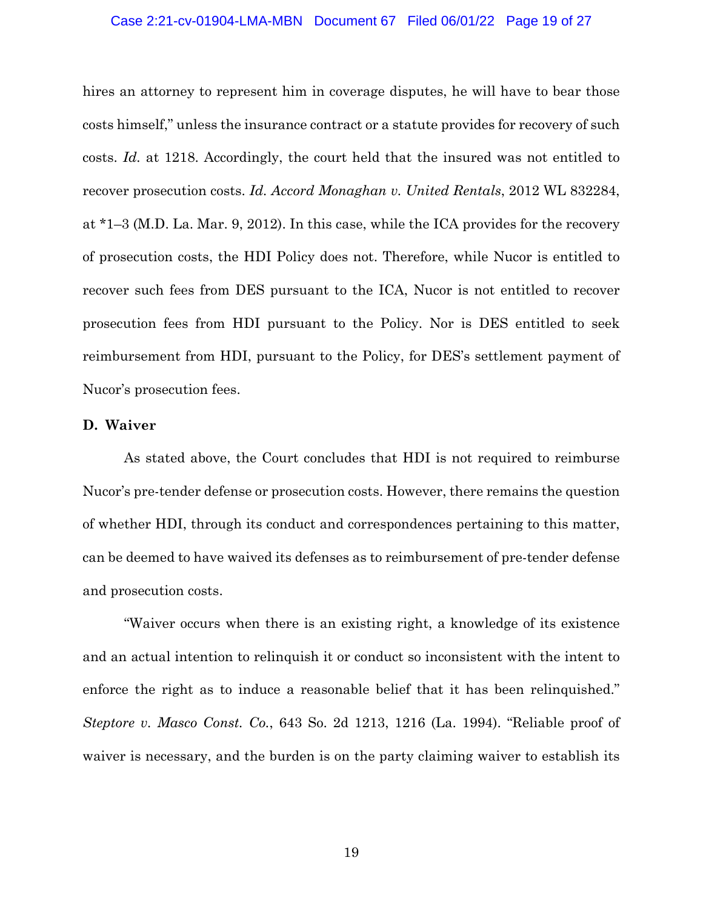hires an attorney to represent him in coverage disputes, he will have to bear those costs himself," unless the insurance contract or a statute provides for recovery of such costs. *Id.* at 1218. Accordingly, the court held that the insured was not entitled to recover prosecution costs. *Id. Accord Monaghan v. United Rentals*, 2012 WL 832284, at *1–3 (M.D. La. Mar. 9, 2012). In this case, while the ICA provides for the recovery of prosecution costs, the HDI Policy does not. Therefore, while Nucor is entitled to recover such fees from DES pursuant to the ICA, Nucor is not entitled to recover prosecution fees from HDI pursuant to the Policy. Nor is DES entitled to seek reimbursement from HDI, pursuant to the Policy, for DES's settlement payment of Nucor's prosecution fees.

**D. Waiver**

As stated above, the Court concludes that HDI is not required to reimburse Nucor's pre-tender defense or prosecution costs. However, there remains the question of whether HDI, through its conduct and correspondences pertaining to this matter, can be deemed to have waived its defenses as to reimbursement of pre-tender defense and prosecution costs.

"Waiver occurs when there is an existing right, a knowledge of its existence and an actual intention to relinquish it or conduct so inconsistent with the intent to enforce the right as to induce a reasonable belief that it has been relinquished." *Steptore v. Masco Const. Co.*, 643 So. 2d 1213, 1216 (La. 1994). "Reliable proof of waiver is necessary, and the burden is on the party claiming waiver to establish its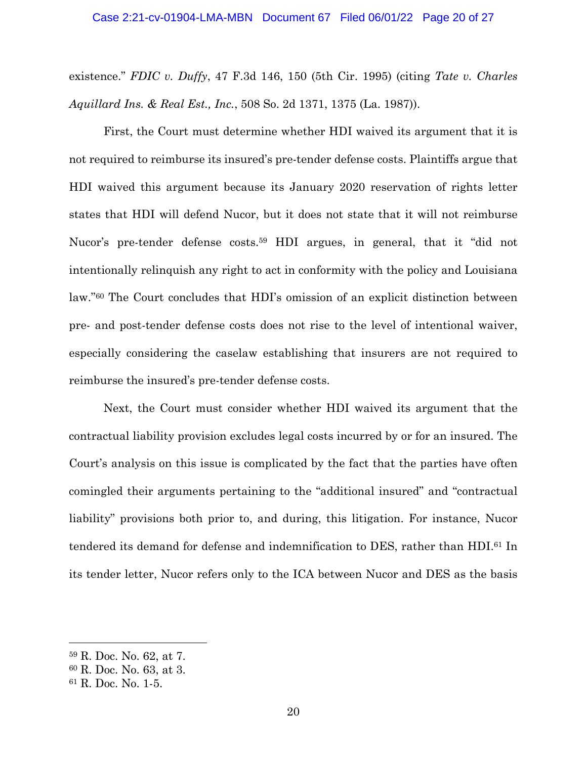existence." *FDIC v. Duffy*, 47 F.3d 146, 150 (5th Cir. 1995) (citing *Tate v. Charles Aquillard Ins. & Real Est., Inc.*, 508 So. 2d 1371, 1375 (La. 1987)).

First, the Court must determine whether HDI waived its argument that it is not required to reimburse its insured's pre-tender defense costs. Plaintiffs argue that HDI waived this argument because its January 2020 reservation of rights letter states that HDI will defend Nucor, but it does not state that it will not reimburse Nucor's pre-tender defense costs.[59] HDI argues, in general, that it "did not intentionally relinquish any right to act in conformity with the policy and Louisiana law."[60] The Court concludes that HDI's omission of an explicit distinction between pre- and post-tender defense costs does not rise to the level of intentional waiver, especially considering the caselaw establishing that insurers are not required to reimburse the insured's pre-tender defense costs.

Next, the Court must consider whether HDI waived its argument that the contractual liability provision excludes legal costs incurred by or for an insured. The Court's analysis on this issue is complicated by the fact that the parties have often comingled their arguments pertaining to the "additional insured" and "contractual liability" provisions both prior to, and during, this litigation. For instance, Nucor tendered its demand for defense and indemnification to DES, rather than HDI.[61] In its tender letter, Nucor refers only to the ICA between Nucor and DES as the basis

---

[59] R. Doc. No. 62, at 7.

[60] R. Doc. No. 63, at 3.

[61] R. Doc. No. 1-5.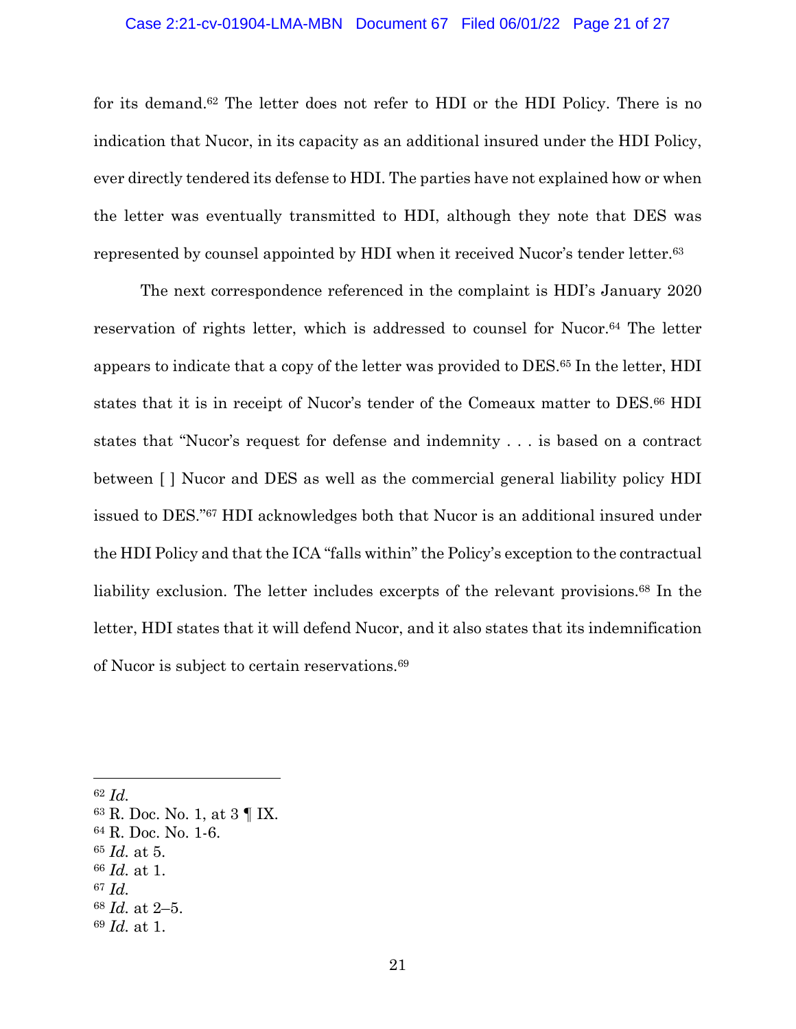for its demand.[62] The letter does not refer to HDI or the HDI Policy. There is no indication that Nucor, in its capacity as an additional insured under the HDI Policy, ever directly tendered its defense to HDI. The parties have not explained how or when the letter was eventually transmitted to HDI, although they note that DES was represented by counsel appointed by HDI when it received Nucor's tender letter.[63]

The next correspondence referenced in the complaint is HDI's January 2020 reservation of rights letter, which is addressed to counsel for Nucor.[64] The letter appears to indicate that a copy of the letter was provided to DES.[65] In the letter, HDI states that it is in receipt of Nucor's tender of the Comeaux matter to DES.[66] HDI states that "Nucor's request for defense and indemnity . . . is based on a contract between [ ] Nucor and DES as well as the commercial general liability policy HDI issued to DES."[67] HDI acknowledges both that Nucor is an additional insured under the HDI Policy and that the ICA "falls within" the Policy's exception to the contractual liability exclusion. The letter includes excerpts of the relevant provisions.[68] In the letter, HDI states that it will defend Nucor, and it also states that its indemnification of Nucor is subject to certain reservations.[69]

---

[62] *Id.*
[63] R. Doc. No. 1, at 3 ¶ IX.
[64] R. Doc. No. 1-6.
[65] *Id.* at 5.
[66] *Id.* at 1.
[67] *Id.*
[68] *Id.* at 2–5.
[69] *Id.* at 1.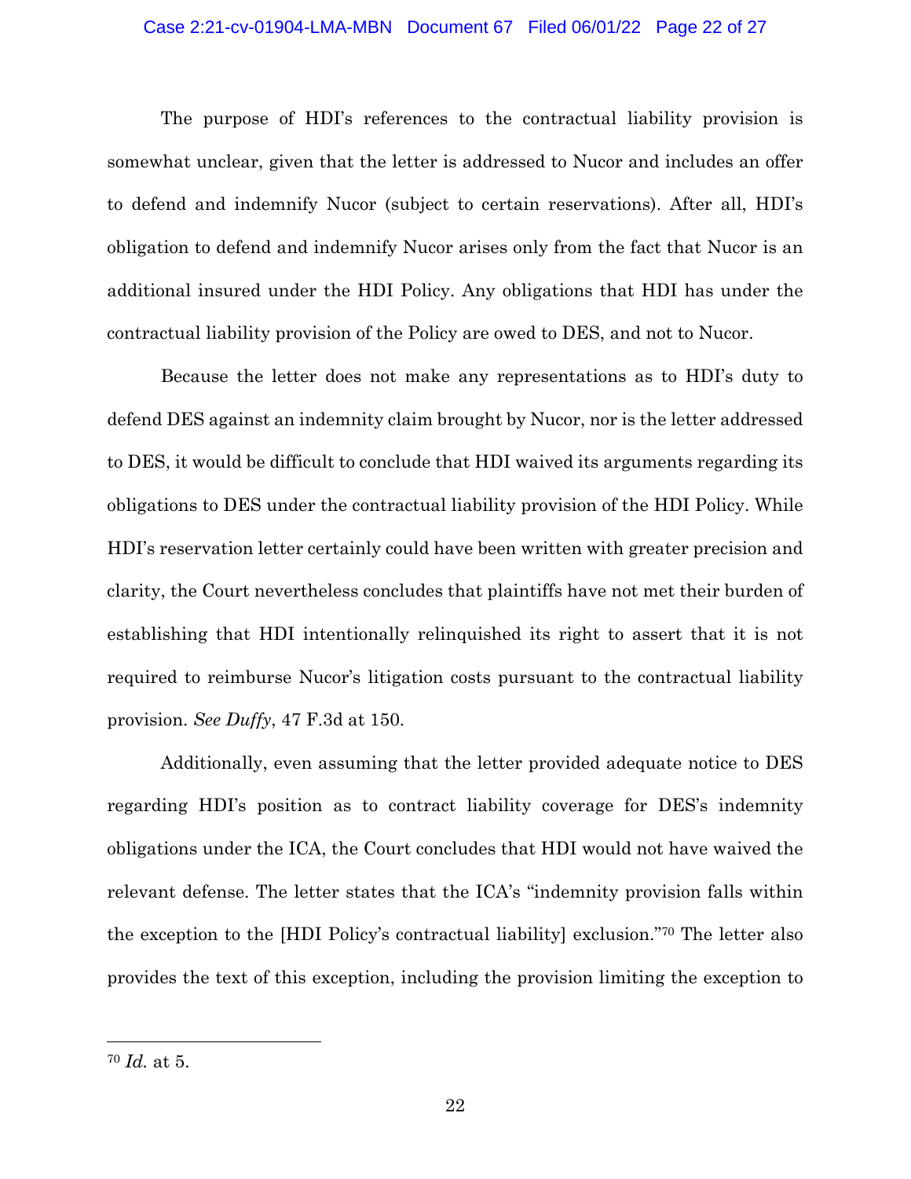The purpose of HDI's references to the contractual liability provision is somewhat unclear, given that the letter is addressed to Nucor and includes an offer to defend and indemnify Nucor (subject to certain reservations). After all, HDI's obligation to defend and indemnify Nucor arises only from the fact that Nucor is an additional insured under the HDI Policy. Any obligations that HDI has under the contractual liability provision of the Policy are owed to DES, and not to Nucor.

Because the letter does not make any representations as to HDI's duty to defend DES against an indemnity claim brought by Nucor, nor is the letter addressed to DES, it would be difficult to conclude that HDI waived its arguments regarding its obligations to DES under the contractual liability provision of the HDI Policy. While HDI's reservation letter certainly could have been written with greater precision and clarity, the Court nevertheless concludes that plaintiffs have not met their burden of establishing that HDI intentionally relinquished its right to assert that it is not required to reimburse Nucor's litigation costs pursuant to the contractual liability provision. *See Duffy*, 47 F.3d at 150.

Additionally, even assuming that the letter provided adequate notice to DES regarding HDI's position as to contract liability coverage for DES's indemnity obligations under the ICA, the Court concludes that HDI would not have waived the relevant defense. The letter states that the ICA's "indemnity provision falls within the exception to the [HDI Policy's contractual liability] exclusion."[70] The letter also provides the text of this exception, including the provision limiting the exception to

---

[70] *Id.* at 5.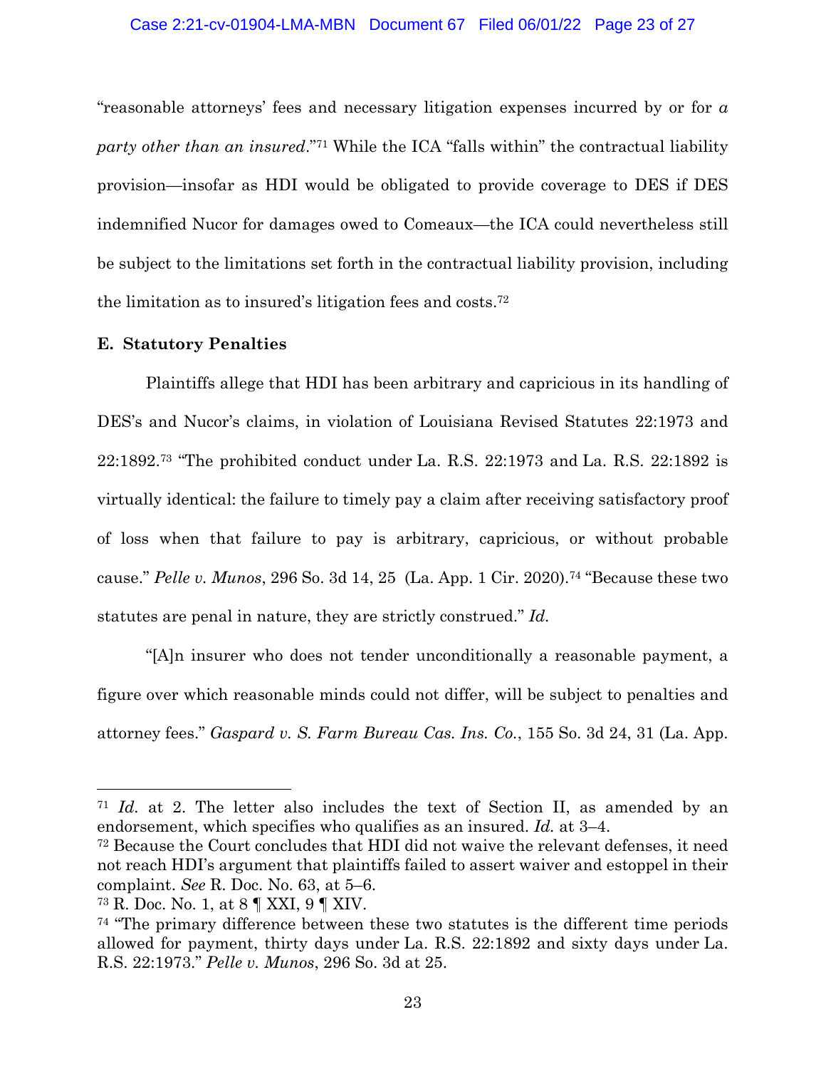"reasonable attorneys' fees and necessary litigation expenses incurred by or for *a party other than an insured*."[71] While the ICA "falls within" the contractual liability provision—insofar as HDI would be obligated to provide coverage to DES if DES indemnified Nucor for damages owed to Comeaux—the ICA could nevertheless still be subject to the limitations set forth in the contractual liability provision, including the limitation as to insured's litigation fees and costs.[72]

**E. Statutory Penalties**

Plaintiffs allege that HDI has been arbitrary and capricious in its handling of DES's and Nucor's claims, in violation of Louisiana Revised Statutes 22:1973 and 22:1892.[73] "The prohibited conduct under La. R.S. 22:1973 and La. R.S. 22:1892 is virtually identical: the failure to timely pay a claim after receiving satisfactory proof of loss when that failure to pay is arbitrary, capricious, or without probable cause." *Pelle v. Munos*, 296 So. 3d 14, 25 (La. App. 1 Cir. 2020).[74] "Because these two statutes are penal in nature, they are strictly construed." *Id.*

"[A]n insurer who does not tender unconditionally a reasonable payment, a figure over which reasonable minds could not differ, will be subject to penalties and attorney fees." *Gaspard v. S. Farm Bureau Cas. Ins. Co.*, 155 So. 3d 24, 31 (La. App.

---

[71] *Id.* at 2. The letter also includes the text of Section II, as amended by an endorsement, which specifies who qualifies as an insured. *Id.* at 3–4.

[72] Because the Court concludes that HDI did not waive the relevant defenses, it need not reach HDI's argument that plaintiffs failed to assert waiver and estoppel in their complaint. *See* R. Doc. No. 63, at 5–6.

[73] R. Doc. No. 1, at 8 ¶ XXI, 9 ¶ XIV.

[74] "The primary difference between these two statutes is the different time periods allowed for payment, thirty days under La. R.S. 22:1892 and sixty days under La. R.S. 22:1973." *Pelle v. Munos*, 296 So. 3d at 25.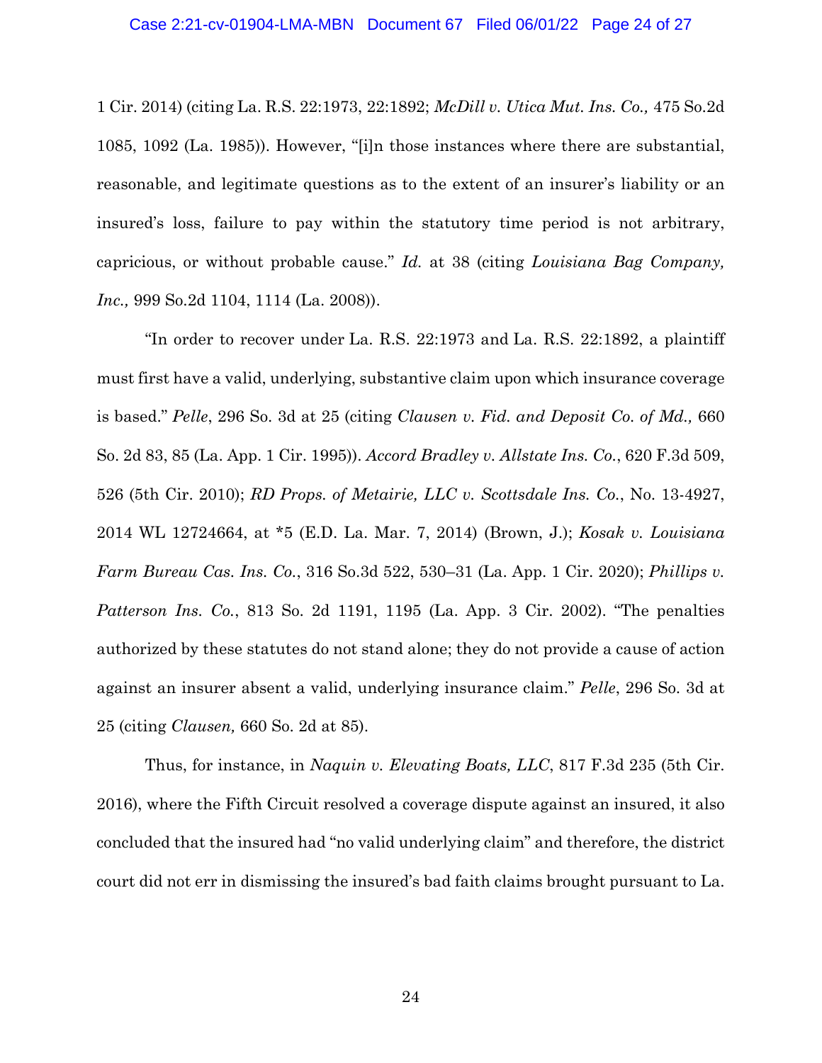1 Cir. 2014) (citing La. R.S. 22:1973, 22:1892; *McDill v. Utica Mut. Ins. Co.,* 475 So.2d 1085, 1092 (La. 1985)). However, "[i]n those instances where there are substantial, reasonable, and legitimate questions as to the extent of an insurer's liability or an insured's loss, failure to pay within the statutory time period is not arbitrary, capricious, or without probable cause." *Id.* at 38 (citing *Louisiana Bag Company, Inc.,* 999 So.2d 1104, 1114 (La. 2008)).

"In order to recover under La. R.S. 22:1973 and La. R.S. 22:1892, a plaintiff must first have a valid, underlying, substantive claim upon which insurance coverage is based." *Pelle*, 296 So. 3d at 25 (citing *Clausen v. Fid. and Deposit Co. of Md.,* 660 So. 2d 83, 85 (La. App. 1 Cir. 1995)). *Accord Bradley v. Allstate Ins. Co.*, 620 F.3d 509, 526 (5th Cir. 2010); *RD Props. of Metairie, LLC v. Scottsdale Ins. Co.*, No. 13-4927, 2014 WL 12724664, at *5 (E.D. La. Mar. 7, 2014) (Brown, J.); *Kosak v. Louisiana Farm Bureau Cas. Ins. Co.*, 316 So.3d 522, 530–31 (La. App. 1 Cir. 2020); *Phillips v. Patterson Ins. Co.*, 813 So. 2d 1191, 1195 (La. App. 3 Cir. 2002). "The penalties authorized by these statutes do not stand alone; they do not provide a cause of action against an insurer absent a valid, underlying insurance claim." *Pelle*, 296 So. 3d at 25 (citing *Clausen,* 660 So. 2d at 85).

Thus, for instance, in *Naquin v. Elevating Boats, LLC*, 817 F.3d 235 (5th Cir. 2016), where the Fifth Circuit resolved a coverage dispute against an insured, it also concluded that the insured had "no valid underlying claim" and therefore, the district court did not err in dismissing the insured's bad faith claims brought pursuant to La.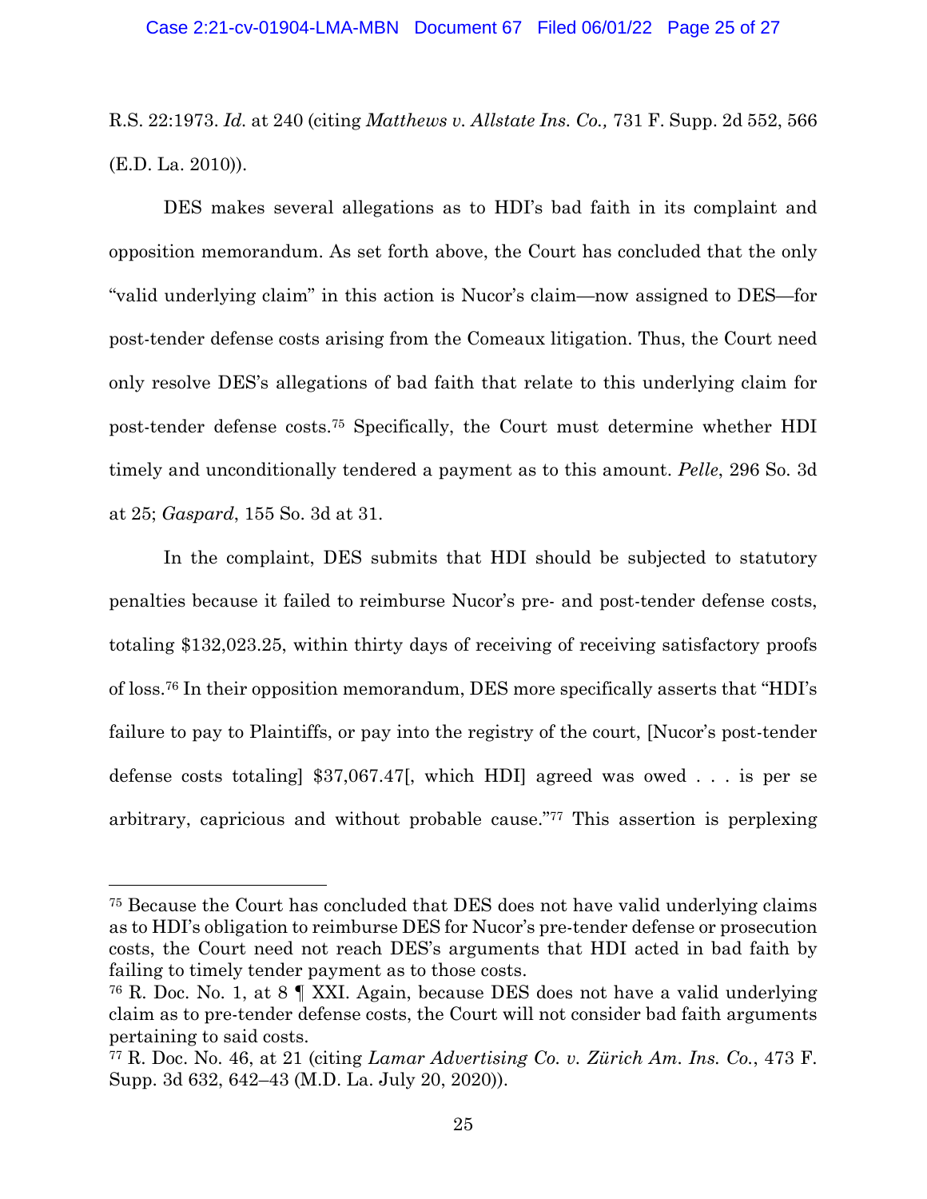R.S. 22:1973. *Id.* at 240 (citing *Matthews v. Allstate Ins. Co.,* 731 F. Supp. 2d 552, 566 (E.D. La. 2010)).

DES makes several allegations as to HDI's bad faith in its complaint and opposition memorandum. As set forth above, the Court has concluded that the only "valid underlying claim" in this action is Nucor's claim—now assigned to DES—for post-tender defense costs arising from the Comeaux litigation. Thus, the Court need only resolve DES's allegations of bad faith that relate to this underlying claim for post-tender defense costs.[75] Specifically, the Court must determine whether HDI timely and unconditionally tendered a payment as to this amount. *Pelle*, 296 So. 3d at 25; *Gaspard*, 155 So. 3d at 31.

In the complaint, DES submits that HDI should be subjected to statutory penalties because it failed to reimburse Nucor's pre- and post-tender defense costs, totaling $132,023.25, within thirty days of receiving of receiving satisfactory proofs of loss.[76] In their opposition memorandum, DES more specifically asserts that "HDI's failure to pay to Plaintiffs, or pay into the registry of the court, [Nucor's post-tender defense costs totaling] $37,067.47[, which HDI] agreed was owed . . . is per se arbitrary, capricious and without probable cause."[77] This assertion is perplexing

---

[75] Because the Court has concluded that DES does not have valid underlying claims as to HDI's obligation to reimburse DES for Nucor's pre-tender defense or prosecution costs, the Court need not reach DES's arguments that HDI acted in bad faith by failing to timely tender payment as to those costs.

[76] R. Doc. No. 1, at 8 ¶ XXI. Again, because DES does not have a valid underlying claim as to pre-tender defense costs, the Court will not consider bad faith arguments pertaining to said costs.

[77] R. Doc. No. 46, at 21 (citing *Lamar Advertising Co. v. Zürich Am. Ins. Co.*, 473 F. Supp. 3d 632, 642–43 (M.D. La. July 20, 2020)).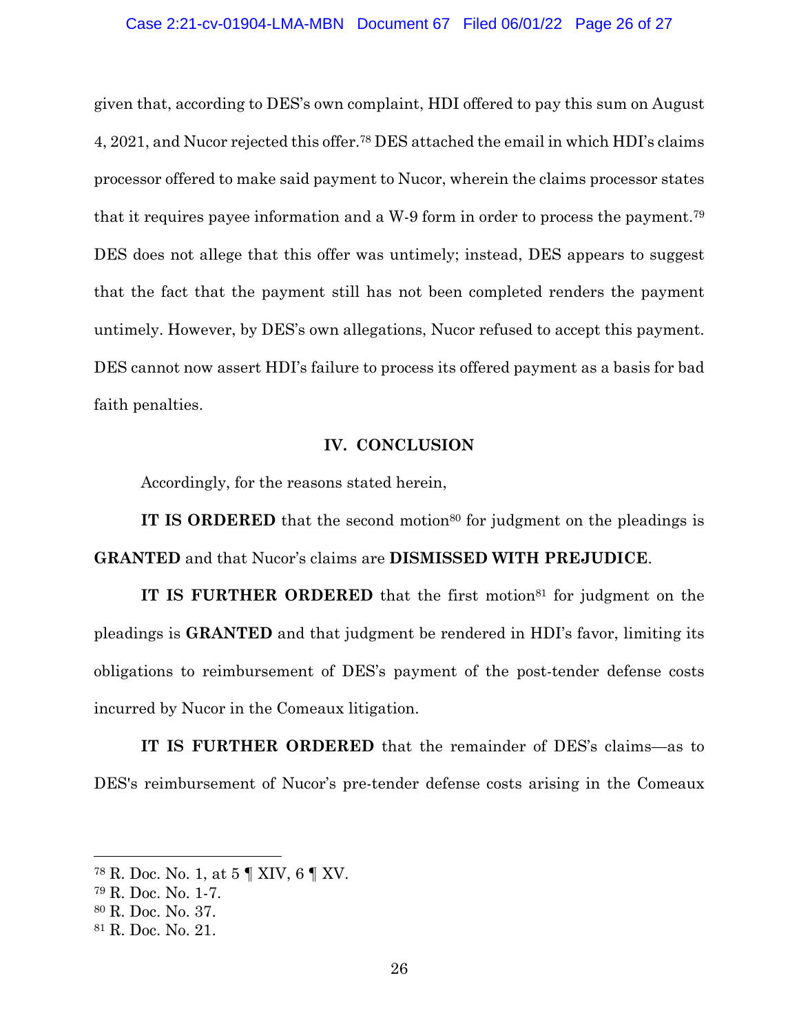given that, according to DES's own complaint, HDI offered to pay this sum on August 4, 2021, and Nucor rejected this offer.[78] DES attached the email in which HDI's claims processor offered to make said payment to Nucor, wherein the claims processor states that it requires payee information and a W-9 form in order to process the payment.[79] DES does not allege that this offer was untimely; instead, DES appears to suggest that the fact that the payment still has not been completed renders the payment untimely. However, by DES's own allegations, Nucor refused to accept this payment. DES cannot now assert HDI's failure to process its offered payment as a basis for bad faith penalties.

## IV. CONCLUSION

Accordingly, for the reasons stated herein,

**IT IS ORDERED** that the second motion[80] for judgment on the pleadings is **GRANTED** and that Nucor's claims are **DISMISSED WITH PREJUDICE**.

**IT IS FURTHER ORDERED** that the first motion[81] for judgment on the pleadings is **GRANTED** and that judgment be rendered in HDI's favor, limiting its obligations to reimbursement of DES's payment of the post-tender defense costs incurred by Nucor in the Comeaux litigation.

**IT IS FURTHER ORDERED** that the remainder of DES's claims—as to DES's reimbursement of Nucor's pre-tender defense costs arising in the Comeaux

---

[78] R. Doc. No. 1, at 5 ¶ XIV, 6 ¶ XV.
[79] R. Doc. No. 1-7.
[80] R. Doc. No. 37.
[81] R. Doc. No. 21.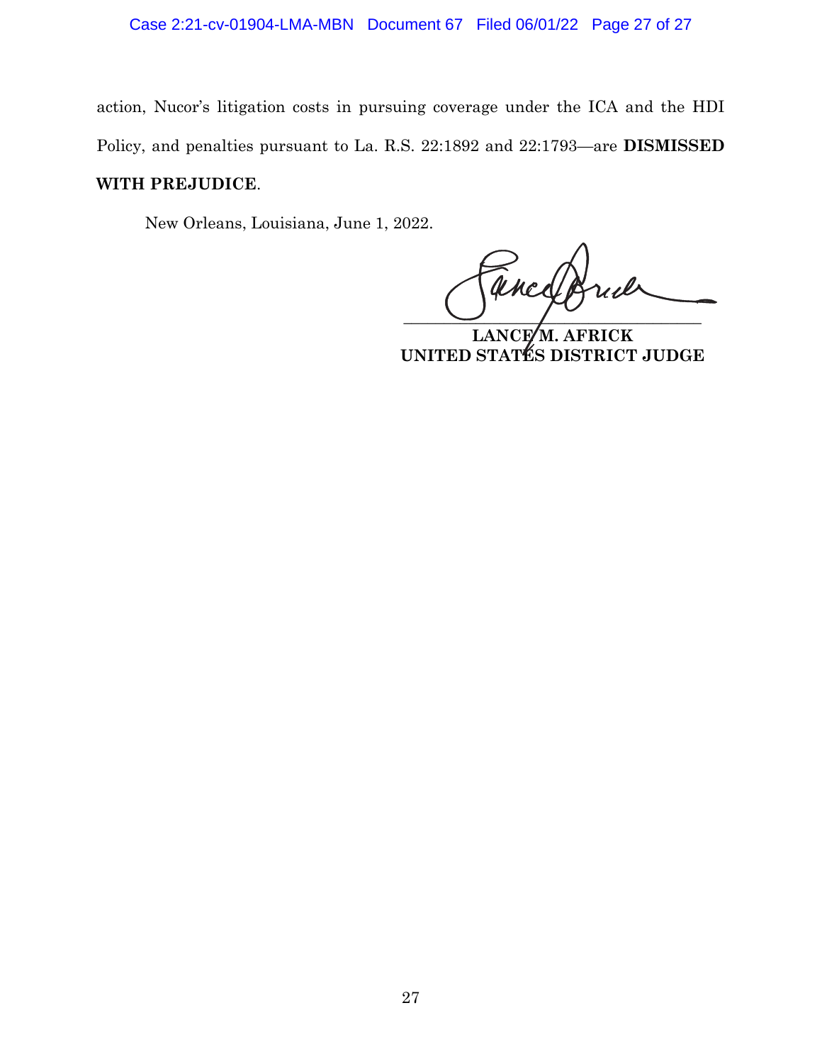action, Nucor's litigation costs in pursuing coverage under the ICA and the HDI Policy, and penalties pursuant to La. R.S. 22:1892 and 22:1793—are **DISMISSED WITH PREJUDICE**.

New Orleans, Louisiana, June 1, 2022.

**LANCE M. AFRICK**
**UNITED STATES DISTRICT JUDGE**